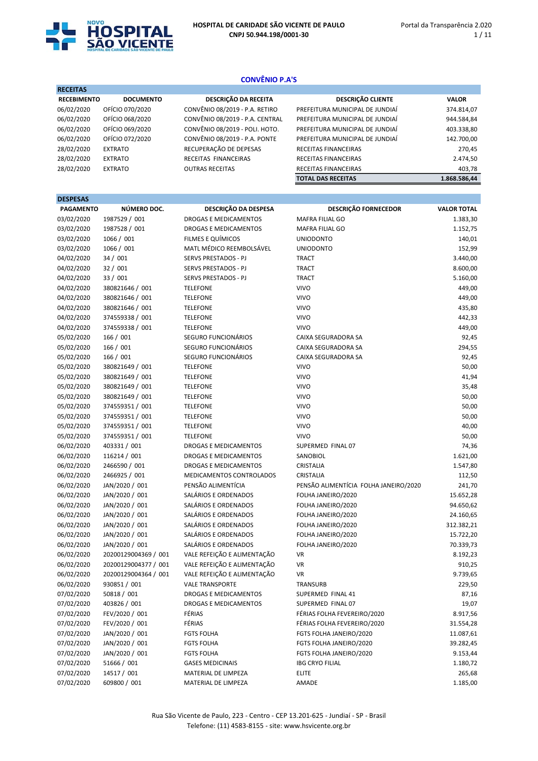**HOSPITAL DE CARIDADE SÃO VICENTE DE PAULO**
**CNPJ 50.944.198/0001-30**

Portal da Transparência 2.020

## CONVÊNIO P.A'S

**RECEITAS**

| RECEBIMENTO | DOCUMENTO | DESCRIÇÃO DA RECEITA | DESCRIÇÃO CLIENTE | VALOR |
|---|---|---|---|---|
| 06/02/2020 | OFÍCIO 070/2020 | CONVÊNIO 08/2019 - P.A. RETIRO | PREFEITURA MUNICIPAL DE JUNDIAÍ | 374.814,07 |
| 06/02/2020 | OFÍCIO 068/2020 | CONVÊNIO 08/2019 - P.A. CENTRAL | PREFEITURA MUNICIPAL DE JUNDIAÍ | 944.584,84 |
| 06/02/2020 | OFÍCIO 069/2020 | CONVÊNIO 08/2019 - POLI. HOTO. | PREFEITURA MUNICIPAL DE JUNDIAÍ | 403.338,80 |
| 06/02/2020 | OFÍCIO 072/2020 | CONVÊNIO 08/2019 - P.A. PONTE | PREFEITURA MUNICIPAL DE JUNDIAÍ | 142.700,00 |
| 28/02/2020 | EXTRATO | RECUPERAÇÃO DE DEPESAS | RECEITAS FINANCEIRAS | 270,45 |
| 28/02/2020 | EXTRATO | RECEITAS FINANCEIRAS | RECEITAS FINANCEIRAS | 2.474,50 |
| 28/02/2020 | EXTRATO | OUTRAS RECEITAS | RECEITAS FINANCEIRAS | 403,78 |
| | | | **TOTAL DAS RECEITAS** | **1.868.586,44** |

**DESPESAS**

| PAGAMENTO | NÚMERO DOC. | DESCRIÇÃO DA DESPESA | DESCRIÇÃO FORNECEDOR | VALOR TOTAL |
|---|---|---|---|---|
| 03/02/2020 | 1987529 / 001 | DROGAS E MEDICAMENTOS | MAFRA FILIAL GO | 1.383,30 |
| 03/02/2020 | 1987528 / 001 | DROGAS E MEDICAMENTOS | MAFRA FILIAL GO | 1.152,75 |
| 03/02/2020 | 1066 / 001 | FILMES E QUÍMICOS | UNIODONTO | 140,01 |
| 03/02/2020 | 1066 / 001 | MATL MÉDICO REEMBOLSÁVEL | UNIODONTO | 152,99 |
| 04/02/2020 | 34 / 001 | SERVS PRESTADOS - PJ | TRACT | 3.440,00 |
| 04/02/2020 | 32 / 001 | SERVS PRESTADOS - PJ | TRACT | 8.600,00 |
| 04/02/2020 | 33 / 001 | SERVS PRESTADOS - PJ | TRACT | 5.160,00 |
| 04/02/2020 | 380821646 / 001 | TELEFONE | VIVO | 449,00 |
| 04/02/2020 | 380821646 / 001 | TELEFONE | VIVO | 449,00 |
| 04/02/2020 | 380821646 / 001 | TELEFONE | VIVO | 435,80 |
| 04/02/2020 | 374559338 / 001 | TELEFONE | VIVO | 442,33 |
| 04/02/2020 | 374559338 / 001 | TELEFONE | VIVO | 449,00 |
| 05/02/2020 | 166 / 001 | SEGURO FUNCIONÁRIOS | CAIXA SEGURADORA SA | 92,45 |
| 05/02/2020 | 166 / 001 | SEGURO FUNCIONÁRIOS | CAIXA SEGURADORA SA | 294,55 |
| 05/02/2020 | 166 / 001 | SEGURO FUNCIONÁRIOS | CAIXA SEGURADORA SA | 92,45 |
| 05/02/2020 | 380821649 / 001 | TELEFONE | VIVO | 50,00 |
| 05/02/2020 | 380821649 / 001 | TELEFONE | VIVO | 41,94 |
| 05/02/2020 | 380821649 / 001 | TELEFONE | VIVO | 35,48 |
| 05/02/2020 | 380821649 / 001 | TELEFONE | VIVO | 50,00 |
| 05/02/2020 | 374559351 / 001 | TELEFONE | VIVO | 50,00 |
| 05/02/2020 | 374559351 / 001 | TELEFONE | VIVO | 50,00 |
| 05/02/2020 | 374559351 / 001 | TELEFONE | VIVO | 40,00 |
| 05/02/2020 | 374559351 / 001 | TELEFONE | VIVO | 50,00 |
| 06/02/2020 | 403331 / 001 | DROGAS E MEDICAMENTOS | SUPERMED FINAL 07 | 74,36 |
| 06/02/2020 | 116214 / 001 | DROGAS E MEDICAMENTOS | SANOBIOL | 1.621,00 |
| 06/02/2020 | 2466590 / 001 | DROGAS E MEDICAMENTOS | CRISTALIA | 1.547,80 |
| 06/02/2020 | 2466925 / 001 | MEDICAMENTOS CONTROLADOS | CRISTALIA | 112,50 |
| 06/02/2020 | JAN/2020 / 001 | PENSÃO ALIMENTÍCIA | PENSÃO ALIMENTÍCIA FOLHA JANEIRO/2020 | 241,70 |
| 06/02/2020 | JAN/2020 / 001 | SALÁRIOS E ORDENADOS | FOLHA JANEIRO/2020 | 15.652,28 |
| 06/02/2020 | JAN/2020 / 001 | SALÁRIOS E ORDENADOS | FOLHA JANEIRO/2020 | 94.650,62 |
| 06/02/2020 | JAN/2020 / 001 | SALÁRIOS E ORDENADOS | FOLHA JANEIRO/2020 | 24.160,65 |
| 06/02/2020 | JAN/2020 / 001 | SALÁRIOS E ORDENADOS | FOLHA JANEIRO/2020 | 312.382,21 |
| 06/02/2020 | JAN/2020 / 001 | SALÁRIOS E ORDENADOS | FOLHA JANEIRO/2020 | 15.722,20 |
| 06/02/2020 | JAN/2020 / 001 | SALÁRIOS E ORDENADOS | FOLHA JANEIRO/2020 | 70.339,73 |
| 06/02/2020 | 20200129004369 / 001 | VALE REFEIÇÃO E ALIMENTAÇÃO | VR | 8.192,23 |
| 06/02/2020 | 20200129004377 / 001 | VALE REFEIÇÃO E ALIMENTAÇÃO | VR | 910,25 |
| 06/02/2020 | 20200129004364 / 001 | VALE REFEIÇÃO E ALIMENTAÇÃO | VR | 9.739,65 |
| 06/02/2020 | 930851 / 001 | VALE TRANSPORTE | TRANSURB | 229,50 |
| 07/02/2020 | 50818 / 001 | DROGAS E MEDICAMENTOS | SUPERMED FINAL 41 | 87,16 |
| 07/02/2020 | 403826 / 001 | DROGAS E MEDICAMENTOS | SUPERMED FINAL 07 | 19,07 |
| 07/02/2020 | FEV/2020 / 001 | FÉRIAS | FÉRIAS FOLHA FEVEREIRO/2020 | 8.917,56 |
| 07/02/2020 | FEV/2020 / 001 | FÉRIAS | FÉRIAS FOLHA FEVEREIRO/2020 | 31.554,28 |
| 07/02/2020 | JAN/2020 / 001 | FGTS FOLHA | FGTS FOLHA JANEIRO/2020 | 11.087,61 |
| 07/02/2020 | JAN/2020 / 001 | FGTS FOLHA | FGTS FOLHA JANEIRO/2020 | 39.282,45 |
| 07/02/2020 | JAN/2020 / 001 | FGTS FOLHA | FGTS FOLHA JANEIRO/2020 | 9.153,44 |
| 07/02/2020 | 51666 / 001 | GASES MEDICINAIS | IBG CRYO FILIAL | 1.180,72 |
| 07/02/2020 | 14517 / 001 | MATERIAL DE LIMPEZA | ELITE | 265,68 |
| 07/02/2020 | 609800 / 001 | MATERIAL DE LIMPEZA | AMADE | 1.185,00 |

Rua São Vicente de Paulo, 223 - Centro - CEP 13.201-625 - Jundiaí - SP - Brasil
Telefone: (11) 4583-8155 - site: www.hsvicente.org.br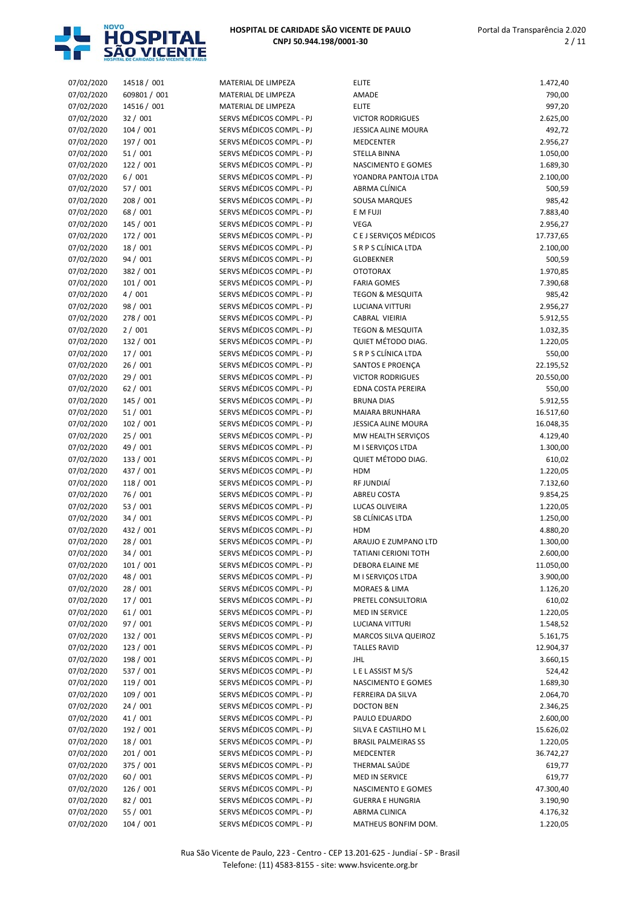| | | | | |
|---|---|---|---|---|
| 07/02/2020 | 14518 / 001 | MATERIAL DE LIMPEZA | ELITE | 1.472,40 |
| 07/02/2020 | 609801 / 001 | MATERIAL DE LIMPEZA | AMADE | 790,00 |
| 07/02/2020 | 14516 / 001 | MATERIAL DE LIMPEZA | ELITE | 997,20 |
| 07/02/2020 | 32 / 001 | SERVS MÉDICOS COMPL - PJ | VICTOR RODRIGUES | 2.625,00 |
| 07/02/2020 | 104 / 001 | SERVS MÉDICOS COMPL - PJ | JESSICA ALINE MOURA | 492,72 |
| 07/02/2020 | 197 / 001 | SERVS MÉDICOS COMPL - PJ | MEDCENTER | 2.956,27 |
| 07/02/2020 | 51 / 001 | SERVS MÉDICOS COMPL - PJ | STELLA BINNA | 1.050,00 |
| 07/02/2020 | 122 / 001 | SERVS MÉDICOS COMPL - PJ | NASCIMENTO E GOMES | 1.689,30 |
| 07/02/2020 | 6 / 001 | SERVS MÉDICOS COMPL - PJ | YOANDRA PANTOJA LTDA | 2.100,00 |
| 07/02/2020 | 57 / 001 | SERVS MÉDICOS COMPL - PJ | ABRMA CLÍNICA | 500,59 |
| 07/02/2020 | 208 / 001 | SERVS MÉDICOS COMPL - PJ | SOUSA MARQUES | 985,42 |
| 07/02/2020 | 68 / 001 | SERVS MÉDICOS COMPL - PJ | E M FUJI | 7.883,40 |
| 07/02/2020 | 145 / 001 | SERVS MÉDICOS COMPL - PJ | VEGA | 2.956,27 |
| 07/02/2020 | 172 / 001 | SERVS MÉDICOS COMPL - PJ | C E J SERVIÇOS MÉDICOS | 17.737,65 |
| 07/02/2020 | 18 / 001 | SERVS MÉDICOS COMPL - PJ | S R P S CLÍNICA LTDA | 2.100,00 |
| 07/02/2020 | 94 / 001 | SERVS MÉDICOS COMPL - PJ | GLOBEKNER | 500,59 |
| 07/02/2020 | 382 / 001 | SERVS MÉDICOS COMPL - PJ | OTOTORAX | 1.970,85 |
| 07/02/2020 | 101 / 001 | SERVS MÉDICOS COMPL - PJ | FARIA GOMES | 7.390,68 |
| 07/02/2020 | 4 / 001 | SERVS MÉDICOS COMPL - PJ | TEGON & MESQUITA | 985,42 |
| 07/02/2020 | 98 / 001 | SERVS MÉDICOS COMPL - PJ | LUCIANA VITTURI | 2.956,27 |
| 07/02/2020 | 278 / 001 | SERVS MÉDICOS COMPL - PJ | CABRAL VIEIRIA | 5.912,55 |
| 07/02/2020 | 2 / 001 | SERVS MÉDICOS COMPL - PJ | TEGON & MESQUITA | 1.032,35 |
| 07/02/2020 | 132 / 001 | SERVS MÉDICOS COMPL - PJ | QUIET MÉTODO DIAG. | 1.220,05 |
| 07/02/2020 | 17 / 001 | SERVS MÉDICOS COMPL - PJ | S R P S CLÍNICA LTDA | 550,00 |
| 07/02/2020 | 26 / 001 | SERVS MÉDICOS COMPL - PJ | SANTOS E PROENÇA | 22.195,52 |
| 07/02/2020 | 29 / 001 | SERVS MÉDICOS COMPL - PJ | VICTOR RODRIGUES | 20.550,00 |
| 07/02/2020 | 62 / 001 | SERVS MÉDICOS COMPL - PJ | EDNA COSTA PEREIRA | 550,00 |
| 07/02/2020 | 145 / 001 | SERVS MÉDICOS COMPL - PJ | BRUNA DIAS | 5.912,55 |
| 07/02/2020 | 51 / 001 | SERVS MÉDICOS COMPL - PJ | MAIARA BRUNHARA | 16.517,60 |
| 07/02/2020 | 102 / 001 | SERVS MÉDICOS COMPL - PJ | JESSICA ALINE MOURA | 16.048,35 |
| 07/02/2020 | 25 / 001 | SERVS MÉDICOS COMPL - PJ | MW HEALTH SERVIÇOS | 4.129,40 |
| 07/02/2020 | 49 / 001 | SERVS MÉDICOS COMPL - PJ | M I SERVIÇOS LTDA | 1.300,00 |
| 07/02/2020 | 133 / 001 | SERVS MÉDICOS COMPL - PJ | QUIET MÉTODO DIAG. | 610,02 |
| 07/02/2020 | 437 / 001 | SERVS MÉDICOS COMPL - PJ | HDM | 1.220,05 |
| 07/02/2020 | 118 / 001 | SERVS MÉDICOS COMPL - PJ | RF JUNDIAÍ | 7.132,60 |
| 07/02/2020 | 76 / 001 | SERVS MÉDICOS COMPL - PJ | ABREU COSTA | 9.854,25 |
| 07/02/2020 | 53 / 001 | SERVS MÉDICOS COMPL - PJ | LUCAS OLIVEIRA | 1.220,05 |
| 07/02/2020 | 34 / 001 | SERVS MÉDICOS COMPL - PJ | SB CLÍNICAS LTDA | 1.250,00 |
| 07/02/2020 | 432 / 001 | SERVS MÉDICOS COMPL - PJ | HDM | 4.880,20 |
| 07/02/2020 | 28 / 001 | SERVS MÉDICOS COMPL - PJ | ARAUJO E ZUMPANO LTD | 1.300,00 |
| 07/02/2020 | 34 / 001 | SERVS MÉDICOS COMPL - PJ | TATIANI CERIONI TOTH | 2.600,00 |
| 07/02/2020 | 101 / 001 | SERVS MÉDICOS COMPL - PJ | DEBORA ELAINE ME | 11.050,00 |
| 07/02/2020 | 48 / 001 | SERVS MÉDICOS COMPL - PJ | M I SERVIÇOS LTDA | 3.900,00 |
| 07/02/2020 | 28 / 001 | SERVS MÉDICOS COMPL - PJ | MORAES & LIMA | 1.126,20 |
| 07/02/2020 | 17 / 001 | SERVS MÉDICOS COMPL - PJ | PRETEL CONSULTORIA | 610,02 |
| 07/02/2020 | 61 / 001 | SERVS MÉDICOS COMPL - PJ | MED IN SERVICE | 1.220,05 |
| 07/02/2020 | 97 / 001 | SERVS MÉDICOS COMPL - PJ | LUCIANA VITTURI | 1.548,52 |
| 07/02/2020 | 132 / 001 | SERVS MÉDICOS COMPL - PJ | MARCOS SILVA QUEIROZ | 5.161,75 |
| 07/02/2020 | 123 / 001 | SERVS MÉDICOS COMPL - PJ | TALLES RAVID | 12.904,37 |
| 07/02/2020 | 198 / 001 | SERVS MÉDICOS COMPL - PJ | JHL | 3.660,15 |
| 07/02/2020 | 537 / 001 | SERVS MÉDICOS COMPL - PJ | L E L ASSIST M S/S | 524,42 |
| 07/02/2020 | 119 / 001 | SERVS MÉDICOS COMPL - PJ | NASCIMENTO E GOMES | 1.689,30 |
| 07/02/2020 | 109 / 001 | SERVS MÉDICOS COMPL - PJ | FERREIRA DA SILVA | 2.064,70 |
| 07/02/2020 | 24 / 001 | SERVS MÉDICOS COMPL - PJ | DOCTON BEN | 2.346,25 |
| 07/02/2020 | 41 / 001 | SERVS MÉDICOS COMPL - PJ | PAULO EDUARDO | 2.600,00 |
| 07/02/2020 | 192 / 001 | SERVS MÉDICOS COMPL - PJ | SILVA E CASTILHO M L | 15.626,02 |
| 07/02/2020 | 18 / 001 | SERVS MÉDICOS COMPL - PJ | BRASIL PALMEIRAS SS | 1.220,05 |
| 07/02/2020 | 201 / 001 | SERVS MÉDICOS COMPL - PJ | MEDCENTER | 36.742,27 |
| 07/02/2020 | 375 / 001 | SERVS MÉDICOS COMPL - PJ | THERMAL SAÚDE | 619,77 |
| 07/02/2020 | 60 / 001 | SERVS MÉDICOS COMPL - PJ | MED IN SERVICE | 619,77 |
| 07/02/2020 | 126 / 001 | SERVS MÉDICOS COMPL - PJ | NASCIMENTO E GOMES | 47.300,40 |
| 07/02/2020 | 82 / 001 | SERVS MÉDICOS COMPL - PJ | GUERRA E HUNGRIA | 3.190,90 |
| 07/02/2020 | 55 / 001 | SERVS MÉDICOS COMPL - PJ | ABRMA CLINICA | 4.176,32 |
| 07/02/2020 | 104 / 001 | SERVS MÉDICOS COMPL - PJ | MATHEUS BONFIM DOM. | 1.220,05 |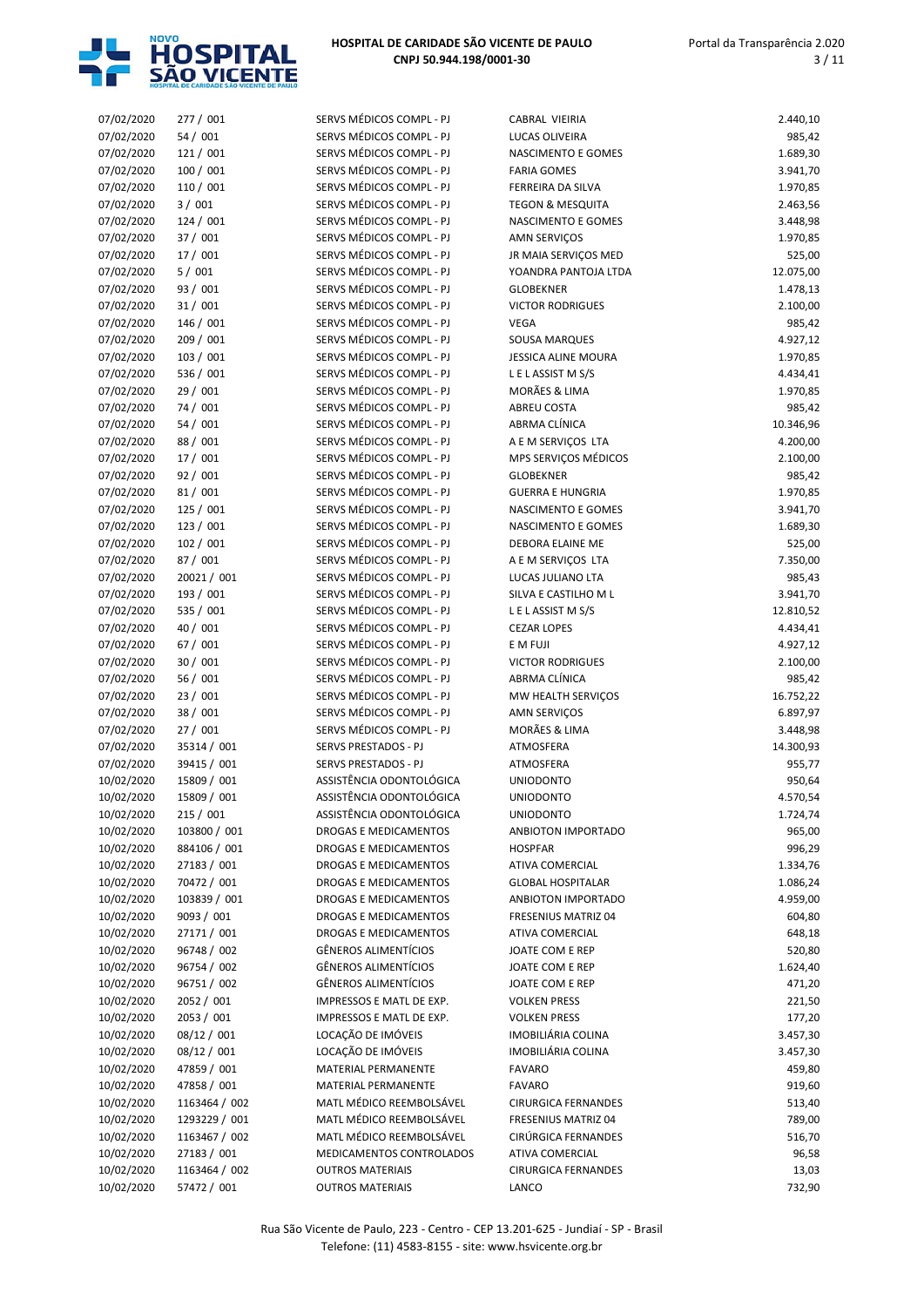| | | | | |
|---|---|---|---|---|
| 07/02/2020 | 277 / 001 | SERVS MÉDICOS COMPL - PJ | CABRAL VIEIRIA | 2.440,10 |
| 07/02/2020 | 54 / 001 | SERVS MÉDICOS COMPL - PJ | LUCAS OLIVEIRA | 985,42 |
| 07/02/2020 | 121 / 001 | SERVS MÉDICOS COMPL - PJ | NASCIMENTO E GOMES | 1.689,30 |
| 07/02/2020 | 100 / 001 | SERVS MÉDICOS COMPL - PJ | FARIA GOMES | 3.941,70 |
| 07/02/2020 | 110 / 001 | SERVS MÉDICOS COMPL - PJ | FERREIRA DA SILVA | 1.970,85 |
| 07/02/2020 | 3 / 001 | SERVS MÉDICOS COMPL - PJ | TEGON & MESQUITA | 2.463,56 |
| 07/02/2020 | 124 / 001 | SERVS MÉDICOS COMPL - PJ | NASCIMENTO E GOMES | 3.448,98 |
| 07/02/2020 | 37 / 001 | SERVS MÉDICOS COMPL - PJ | AMN SERVIÇOS | 1.970,85 |
| 07/02/2020 | 17 / 001 | SERVS MÉDICOS COMPL - PJ | JR MAIA SERVIÇOS MED | 525,00 |
| 07/02/2020 | 5 / 001 | SERVS MÉDICOS COMPL - PJ | YOANDRA PANTOJA LTDA | 12.075,00 |
| 07/02/2020 | 93 / 001 | SERVS MÉDICOS COMPL - PJ | GLOBEKNER | 1.478,13 |
| 07/02/2020 | 31 / 001 | SERVS MÉDICOS COMPL - PJ | VICTOR RODRIGUES | 2.100,00 |
| 07/02/2020 | 146 / 001 | SERVS MÉDICOS COMPL - PJ | VEGA | 985,42 |
| 07/02/2020 | 209 / 001 | SERVS MÉDICOS COMPL - PJ | SOUSA MARQUES | 4.927,12 |
| 07/02/2020 | 103 / 001 | SERVS MÉDICOS COMPL - PJ | JESSICA ALINE MOURA | 1.970,85 |
| 07/02/2020 | 536 / 001 | SERVS MÉDICOS COMPL - PJ | L E L ASSIST M S/S | 4.434,41 |
| 07/02/2020 | 29 / 001 | SERVS MÉDICOS COMPL - PJ | MORÃES & LIMA | 1.970,85 |
| 07/02/2020 | 74 / 001 | SERVS MÉDICOS COMPL - PJ | ABREU COSTA | 985,42 |
| 07/02/2020 | 54 / 001 | SERVS MÉDICOS COMPL - PJ | ABRMA CLÍNICA | 10.346,96 |
| 07/02/2020 | 88 / 001 | SERVS MÉDICOS COMPL - PJ | A E M SERVIÇOS LTA | 4.200,00 |
| 07/02/2020 | 17 / 001 | SERVS MÉDICOS COMPL - PJ | MPS SERVIÇOS MÉDICOS | 2.100,00 |
| 07/02/2020 | 92 / 001 | SERVS MÉDICOS COMPL - PJ | GLOBEKNER | 985,42 |
| 07/02/2020 | 81 / 001 | SERVS MÉDICOS COMPL - PJ | GUERRA E HUNGRIA | 1.970,85 |
| 07/02/2020 | 125 / 001 | SERVS MÉDICOS COMPL - PJ | NASCIMENTO E GOMES | 3.941,70 |
| 07/02/2020 | 123 / 001 | SERVS MÉDICOS COMPL - PJ | NASCIMENTO E GOMES | 1.689,30 |
| 07/02/2020 | 102 / 001 | SERVS MÉDICOS COMPL - PJ | DEBORA ELAINE ME | 525,00 |
| 07/02/2020 | 87 / 001 | SERVS MÉDICOS COMPL - PJ | A E M SERVIÇOS LTA | 7.350,00 |
| 07/02/2020 | 20021 / 001 | SERVS MÉDICOS COMPL - PJ | LUCAS JULIANO LTA | 985,43 |
| 07/02/2020 | 193 / 001 | SERVS MÉDICOS COMPL - PJ | SILVA E CASTILHO M L | 3.941,70 |
| 07/02/2020 | 535 / 001 | SERVS MÉDICOS COMPL - PJ | L E L ASSIST M S/S | 12.810,52 |
| 07/02/2020 | 40 / 001 | SERVS MÉDICOS COMPL - PJ | CEZAR LOPES | 4.434,41 |
| 07/02/2020 | 67 / 001 | SERVS MÉDICOS COMPL - PJ | E M FUJI | 4.927,12 |
| 07/02/2020 | 30 / 001 | SERVS MÉDICOS COMPL - PJ | VICTOR RODRIGUES | 2.100,00 |
| 07/02/2020 | 56 / 001 | SERVS MÉDICOS COMPL - PJ | ABRMA CLÍNICA | 985,42 |
| 07/02/2020 | 23 / 001 | SERVS MÉDICOS COMPL - PJ | MW HEALTH SERVIÇOS | 16.752,22 |
| 07/02/2020 | 38 / 001 | SERVS MÉDICOS COMPL - PJ | AMN SERVIÇOS | 6.897,97 |
| 07/02/2020 | 27 / 001 | SERVS MÉDICOS COMPL - PJ | MORÃES & LIMA | 3.448,98 |
| 07/02/2020 | 35314 / 001 | SERVS PRESTADOS - PJ | ATMOSFERA | 14.300,93 |
| 07/02/2020 | 39415 / 001 | SERVS PRESTADOS - PJ | ATMOSFERA | 955,77 |
| 10/02/2020 | 15809 / 001 | ASSISTÊNCIA ODONTOLÓGICA | UNIODONTO | 950,64 |
| 10/02/2020 | 15809 / 001 | ASSISTÊNCIA ODONTOLÓGICA | UNIODONTO | 4.570,54 |
| 10/02/2020 | 215 / 001 | ASSISTÊNCIA ODONTOLÓGICA | UNIODONTO | 1.724,74 |
| 10/02/2020 | 103800 / 001 | DROGAS E MEDICAMENTOS | ANBIOTON IMPORTADO | 965,00 |
| 10/02/2020 | 884106 / 001 | DROGAS E MEDICAMENTOS | HOSPFAR | 996,29 |
| 10/02/2020 | 27183 / 001 | DROGAS E MEDICAMENTOS | ATIVA COMERCIAL | 1.334,76 |
| 10/02/2020 | 70472 / 001 | DROGAS E MEDICAMENTOS | GLOBAL HOSPITALAR | 1.086,24 |
| 10/02/2020 | 103839 / 001 | DROGAS E MEDICAMENTOS | ANBIOTON IMPORTADO | 4.959,00 |
| 10/02/2020 | 9093 / 001 | DROGAS E MEDICAMENTOS | FRESENIUS MATRIZ 04 | 604,80 |
| 10/02/2020 | 27171 / 001 | DROGAS E MEDICAMENTOS | ATIVA COMERCIAL | 648,18 |
| 10/02/2020 | 96748 / 002 | GÊNEROS ALIMENTÍCIOS | JOATE COM E REP | 520,80 |
| 10/02/2020 | 96754 / 002 | GÊNEROS ALIMENTÍCIOS | JOATE COM E REP | 1.624,40 |
| 10/02/2020 | 96751 / 002 | GÊNEROS ALIMENTÍCIOS | JOATE COM E REP | 471,20 |
| 10/02/2020 | 2052 / 001 | IMPRESSOS E MATL DE EXP. | VOLKEN PRESS | 221,50 |
| 10/02/2020 | 2053 / 001 | IMPRESSOS E MATL DE EXP. | VOLKEN PRESS | 177,20 |
| 10/02/2020 | 08/12 / 001 | LOCAÇÃO DE IMÓVEIS | IMOBILIÁRIA COLINA | 3.457,30 |
| 10/02/2020 | 08/12 / 001 | LOCAÇÃO DE IMÓVEIS | IMOBILIÁRIA COLINA | 3.457,30 |
| 10/02/2020 | 47859 / 001 | MATERIAL PERMANENTE | FAVARO | 459,80 |
| 10/02/2020 | 47858 / 001 | MATERIAL PERMANENTE | FAVARO | 919,60 |
| 10/02/2020 | 1163464 / 002 | MATL MÉDICO REEMBOLSÁVEL | CIRURGICA FERNANDES | 513,40 |
| 10/02/2020 | 1293229 / 001 | MATL MÉDICO REEMBOLSÁVEL | FRESENIUS MATRIZ 04 | 789,00 |
| 10/02/2020 | 1163467 / 002 | MATL MÉDICO REEMBOLSÁVEL | CIRÚRGICA FERNANDES | 516,70 |
| 10/02/2020 | 27183 / 001 | MEDICAMENTOS CONTROLADOS | ATIVA COMERCIAL | 96,58 |
| 10/02/2020 | 1163464 / 002 | OUTROS MATERIAIS | CIRURGICA FERNANDES | 13,03 |
| 10/02/2020 | 57472 / 001 | OUTROS MATERIAIS | LANCO | 732,90 |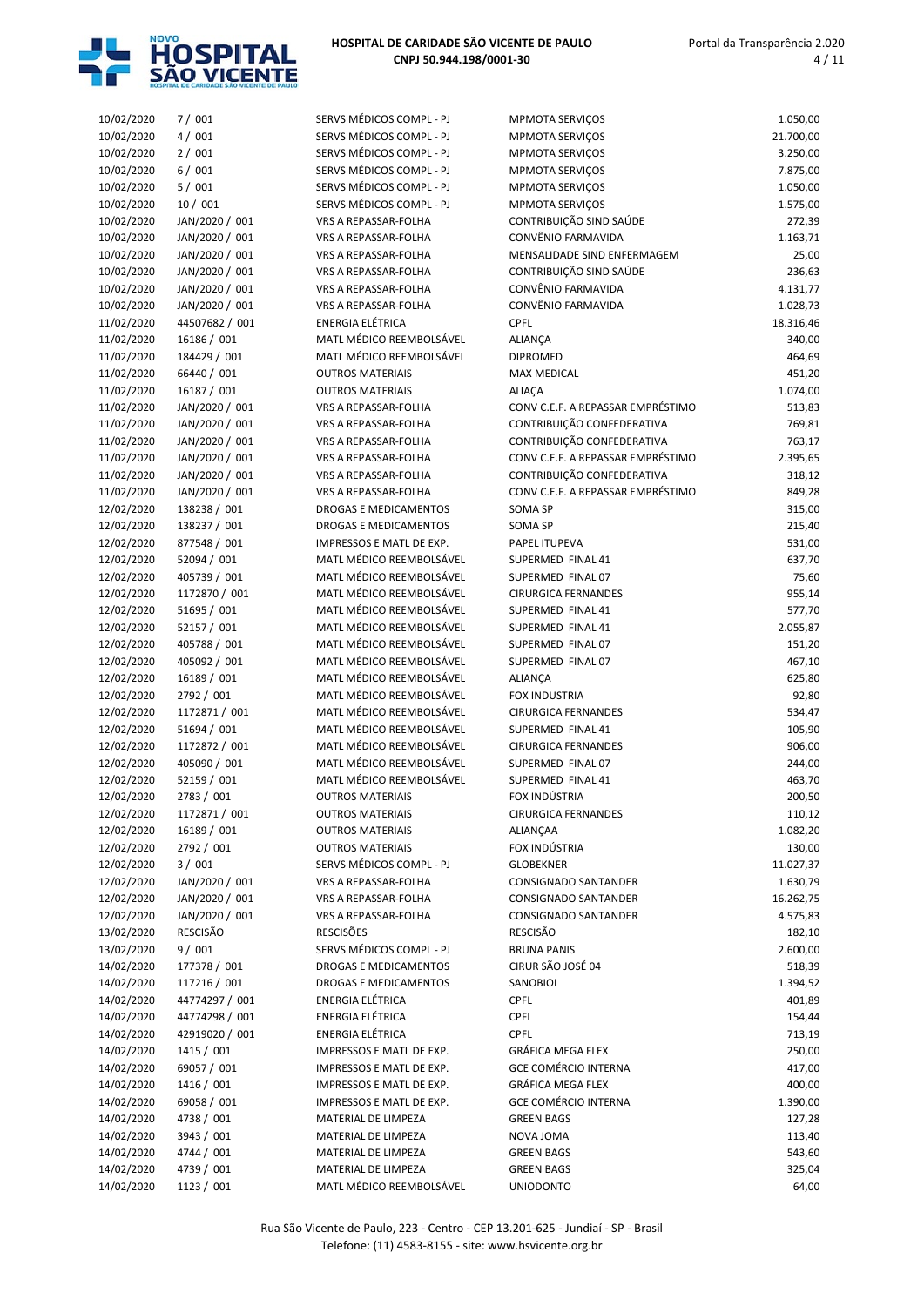| | | | | |
|---|---|---|---|---|
| 10/02/2020 | 7 / 001 | SERVS MÉDICOS COMPL - PJ | MPMOTA SERVIÇOS | 1.050,00 |
| 10/02/2020 | 4 / 001 | SERVS MÉDICOS COMPL - PJ | MPMOTA SERVIÇOS | 21.700,00 |
| 10/02/2020 | 2 / 001 | SERVS MÉDICOS COMPL - PJ | MPMOTA SERVIÇOS | 3.250,00 |
| 10/02/2020 | 6 / 001 | SERVS MÉDICOS COMPL - PJ | MPMOTA SERVIÇOS | 7.875,00 |
| 10/02/2020 | 5 / 001 | SERVS MÉDICOS COMPL - PJ | MPMOTA SERVIÇOS | 1.050,00 |
| 10/02/2020 | 10 / 001 | SERVS MÉDICOS COMPL - PJ | MPMOTA SERVIÇOS | 1.575,00 |
| 10/02/2020 | JAN/2020 / 001 | VRS A REPASSAR-FOLHA | CONTRIBUIÇÃO SIND SAÚDE | 272,39 |
| 10/02/2020 | JAN/2020 / 001 | VRS A REPASSAR-FOLHA | CONVÊNIO FARMAVIDA | 1.163,71 |
| 10/02/2020 | JAN/2020 / 001 | VRS A REPASSAR-FOLHA | MENSALIDADE SIND ENFERMAGEM | 25,00 |
| 10/02/2020 | JAN/2020 / 001 | VRS A REPASSAR-FOLHA | CONTRIBUIÇÃO SIND SAÚDE | 236,63 |
| 10/02/2020 | JAN/2020 / 001 | VRS A REPASSAR-FOLHA | CONVÊNIO FARMAVIDA | 4.131,77 |
| 10/02/2020 | JAN/2020 / 001 | VRS A REPASSAR-FOLHA | CONVÊNIO FARMAVIDA | 1.028,73 |
| 11/02/2020 | 44507682 / 001 | ENERGIA ELÉTRICA | CPFL | 18.316,46 |
| 11/02/2020 | 16186 / 001 | MATL MÉDICO REEMBOLSÁVEL | ALIANÇA | 340,00 |
| 11/02/2020 | 184429 / 001 | MATL MÉDICO REEMBOLSÁVEL | DIPROMED | 464,69 |
| 11/02/2020 | 66440 / 001 | OUTROS MATERIAIS | MAX MEDICAL | 451,20 |
| 11/02/2020 | 16187 / 001 | OUTROS MATERIAIS | ALIAÇA | 1.074,00 |
| 11/02/2020 | JAN/2020 / 001 | VRS A REPASSAR-FOLHA | CONV C.E.F. A REPASSAR EMPRÉSTIMO | 513,83 |
| 11/02/2020 | JAN/2020 / 001 | VRS A REPASSAR-FOLHA | CONTRIBUIÇÃO CONFEDERATIVA | 769,81 |
| 11/02/2020 | JAN/2020 / 001 | VRS A REPASSAR-FOLHA | CONTRIBUIÇÃO CONFEDERATIVA | 763,17 |
| 11/02/2020 | JAN/2020 / 001 | VRS A REPASSAR-FOLHA | CONV C.E.F. A REPASSAR EMPRÉSTIMO | 2.395,65 |
| 11/02/2020 | JAN/2020 / 001 | VRS A REPASSAR-FOLHA | CONTRIBUIÇÃO CONFEDERATIVA | 318,12 |
| 11/02/2020 | JAN/2020 / 001 | VRS A REPASSAR-FOLHA | CONV C.E.F. A REPASSAR EMPRÉSTIMO | 849,28 |
| 12/02/2020 | 138238 / 001 | DROGAS E MEDICAMENTOS | SOMA SP | 315,00 |
| 12/02/2020 | 138237 / 001 | DROGAS E MEDICAMENTOS | SOMA SP | 215,40 |
| 12/02/2020 | 877548 / 001 | IMPRESSOS E MATL DE EXP. | PAPEL ITUPEVA | 531,00 |
| 12/02/2020 | 52094 / 001 | MATL MÉDICO REEMBOLSÁVEL | SUPERMED FINAL 41 | 637,70 |
| 12/02/2020 | 405739 / 001 | MATL MÉDICO REEMBOLSÁVEL | SUPERMED FINAL 07 | 75,60 |
| 12/02/2020 | 1172870 / 001 | MATL MÉDICO REEMBOLSÁVEL | CIRURGICA FERNANDES | 955,14 |
| 12/02/2020 | 51695 / 001 | MATL MÉDICO REEMBOLSÁVEL | SUPERMED FINAL 41 | 577,70 |
| 12/02/2020 | 52157 / 001 | MATL MÉDICO REEMBOLSÁVEL | SUPERMED FINAL 41 | 2.055,87 |
| 12/02/2020 | 405788 / 001 | MATL MÉDICO REEMBOLSÁVEL | SUPERMED FINAL 07 | 151,20 |
| 12/02/2020 | 405092 / 001 | MATL MÉDICO REEMBOLSÁVEL | SUPERMED FINAL 07 | 467,10 |
| 12/02/2020 | 16189 / 001 | MATL MÉDICO REEMBOLSÁVEL | ALIANÇA | 625,80 |
| 12/02/2020 | 2792 / 001 | MATL MÉDICO REEMBOLSÁVEL | FOX INDUSTRIA | 92,80 |
| 12/02/2020 | 1172871 / 001 | MATL MÉDICO REEMBOLSÁVEL | CIRURGICA FERNANDES | 534,47 |
| 12/02/2020 | 51694 / 001 | MATL MÉDICO REEMBOLSÁVEL | SUPERMED FINAL 41 | 105,90 |
| 12/02/2020 | 1172872 / 001 | MATL MÉDICO REEMBOLSÁVEL | CIRURGICA FERNANDES | 906,00 |
| 12/02/2020 | 405090 / 001 | MATL MÉDICO REEMBOLSÁVEL | SUPERMED FINAL 07 | 244,00 |
| 12/02/2020 | 52159 / 001 | MATL MÉDICO REEMBOLSÁVEL | SUPERMED FINAL 41 | 463,70 |
| 12/02/2020 | 2783 / 001 | OUTROS MATERIAIS | FOX INDÚSTRIA | 200,50 |
| 12/02/2020 | 1172871 / 001 | OUTROS MATERIAIS | CIRURGICA FERNANDES | 110,12 |
| 12/02/2020 | 16189 / 001 | OUTROS MATERIAIS | ALIANÇAA | 1.082,20 |
| 12/02/2020 | 2792 / 001 | OUTROS MATERIAIS | FOX INDÚSTRIA | 130,00 |
| 12/02/2020 | 3 / 001 | SERVS MÉDICOS COMPL - PJ | GLOBEKNER | 11.027,37 |
| 12/02/2020 | JAN/2020 / 001 | VRS A REPASSAR-FOLHA | CONSIGNADO SANTANDER | 1.630,79 |
| 12/02/2020 | JAN/2020 / 001 | VRS A REPASSAR-FOLHA | CONSIGNADO SANTANDER | 16.262,75 |
| 12/02/2020 | JAN/2020 / 001 | VRS A REPASSAR-FOLHA | CONSIGNADO SANTANDER | 4.575,83 |
| 13/02/2020 | RESCISÃO | RESCISÕES | RESCISÃO | 182,10 |
| 13/02/2020 | 9 / 001 | SERVS MÉDICOS COMPL - PJ | BRUNA PANIS | 2.600,00 |
| 14/02/2020 | 177378 / 001 | DROGAS E MEDICAMENTOS | CIRUR SÃO JOSÉ 04 | 518,39 |
| 14/02/2020 | 117216 / 001 | DROGAS E MEDICAMENTOS | SANOBIOL | 1.394,52 |
| 14/02/2020 | 44774297 / 001 | ENERGIA ELÉTRICA | CPFL | 401,89 |
| 14/02/2020 | 44774298 / 001 | ENERGIA ELÉTRICA | CPFL | 154,44 |
| 14/02/2020 | 42919020 / 001 | ENERGIA ELÉTRICA | CPFL | 713,19 |
| 14/02/2020 | 1415 / 001 | IMPRESSOS E MATL DE EXP. | GRÁFICA MEGA FLEX | 250,00 |
| 14/02/2020 | 69057 / 001 | IMPRESSOS E MATL DE EXP. | GCE COMÉRCIO INTERNA | 417,00 |
| 14/02/2020 | 1416 / 001 | IMPRESSOS E MATL DE EXP. | GRÁFICA MEGA FLEX | 400,00 |
| 14/02/2020 | 69058 / 001 | IMPRESSOS E MATL DE EXP. | GCE COMÉRCIO INTERNA | 1.390,00 |
| 14/02/2020 | 4738 / 001 | MATERIAL DE LIMPEZA | GREEN BAGS | 127,28 |
| 14/02/2020 | 3943 / 001 | MATERIAL DE LIMPEZA | NOVA JOMA | 113,40 |
| 14/02/2020 | 4744 / 001 | MATERIAL DE LIMPEZA | GREEN BAGS | 543,60 |
| 14/02/2020 | 4739 / 001 | MATERIAL DE LIMPEZA | GREEN BAGS | 325,04 |
| 14/02/2020 | 1123 / 001 | MATL MÉDICO REEMBOLSÁVEL | UNIODONTO | 64,00 |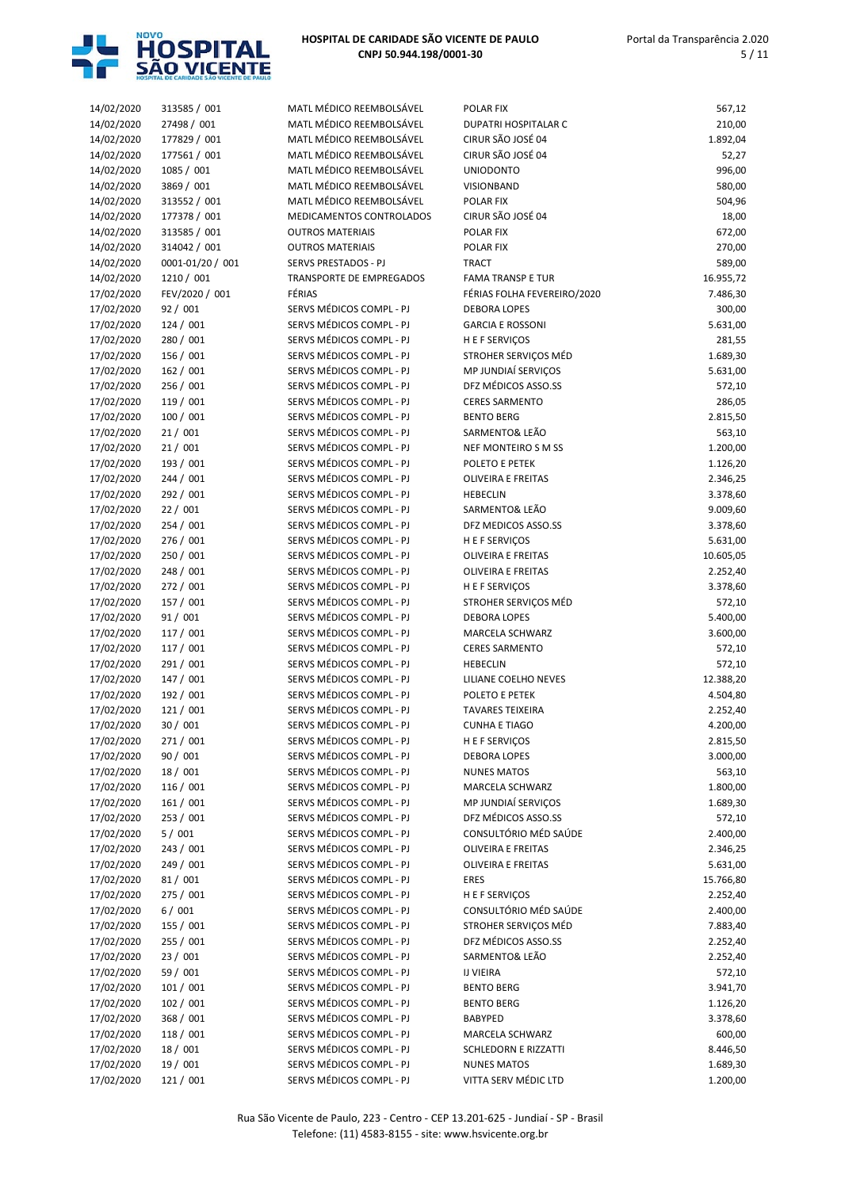| | | | | |
|---|---|---|---|---|
| 14/02/2020 | 313585 / 001 | MATL MÉDICO REEMBOLSÁVEL | POLAR FIX | 567,12 |
| 14/02/2020 | 27498 / 001 | MATL MÉDICO REEMBOLSÁVEL | DUPATRI HOSPITALAR C | 210,00 |
| 14/02/2020 | 177829 / 001 | MATL MÉDICO REEMBOLSÁVEL | CIRUR SÃO JOSÉ 04 | 1.892,04 |
| 14/02/2020 | 177561 / 001 | MATL MÉDICO REEMBOLSÁVEL | CIRUR SÃO JOSÉ 04 | 52,27 |
| 14/02/2020 | 1085 / 001 | MATL MÉDICO REEMBOLSÁVEL | UNIODONTO | 996,00 |
| 14/02/2020 | 3869 / 001 | MATL MÉDICO REEMBOLSÁVEL | VISIONBAND | 580,00 |
| 14/02/2020 | 313552 / 001 | MATL MÉDICO REEMBOLSÁVEL | POLAR FIX | 504,96 |
| 14/02/2020 | 177378 / 001 | MEDICAMENTOS CONTROLADOS | CIRUR SÃO JOSÉ 04 | 18,00 |
| 14/02/2020 | 313585 / 001 | OUTROS MATERIAIS | POLAR FIX | 672,00 |
| 14/02/2020 | 314042 / 001 | OUTROS MATERIAIS | POLAR FIX | 270,00 |
| 14/02/2020 | 0001-01/20 / 001 | SERVS PRESTADOS - PJ | TRACT | 589,00 |
| 14/02/2020 | 1210 / 001 | TRANSPORTE DE EMPREGADOS | FAMA TRANSP E TUR | 16.955,72 |
| 17/02/2020 | FEV/2020 / 001 | FÉRIAS | FÉRIAS FOLHA FEVEREIRO/2020 | 7.486,30 |
| 17/02/2020 | 92 / 001 | SERVS MÉDICOS COMPL - PJ | DEBORA LOPES | 300,00 |
| 17/02/2020 | 124 / 001 | SERVS MÉDICOS COMPL - PJ | GARCIA E ROSSONI | 5.631,00 |
| 17/02/2020 | 280 / 001 | SERVS MÉDICOS COMPL - PJ | H E F SERVIÇOS | 281,55 |
| 17/02/2020 | 156 / 001 | SERVS MÉDICOS COMPL - PJ | STROHER SERVIÇOS MÉD | 1.689,30 |
| 17/02/2020 | 162 / 001 | SERVS MÉDICOS COMPL - PJ | MP JUNDIAÍ SERVIÇOS | 5.631,00 |
| 17/02/2020 | 256 / 001 | SERVS MÉDICOS COMPL - PJ | DFZ MÉDICOS ASSO.SS | 572,10 |
| 17/02/2020 | 119 / 001 | SERVS MÉDICOS COMPL - PJ | CERES SARMENTO | 286,05 |
| 17/02/2020 | 100 / 001 | SERVS MÉDICOS COMPL - PJ | BENTO BERG | 2.815,50 |
| 17/02/2020 | 21 / 001 | SERVS MÉDICOS COMPL - PJ | SARMENTO& LEÃO | 563,10 |
| 17/02/2020 | 21 / 001 | SERVS MÉDICOS COMPL - PJ | NEF MONTEIRO S M SS | 1.200,00 |
| 17/02/2020 | 193 / 001 | SERVS MÉDICOS COMPL - PJ | POLETO E PETEK | 1.126,20 |
| 17/02/2020 | 244 / 001 | SERVS MÉDICOS COMPL - PJ | OLIVEIRA E FREITAS | 2.346,25 |
| 17/02/2020 | 292 / 001 | SERVS MÉDICOS COMPL - PJ | HEBECLIN | 3.378,60 |
| 17/02/2020 | 22 / 001 | SERVS MÉDICOS COMPL - PJ | SARMENTO& LEÃO | 9.009,60 |
| 17/02/2020 | 254 / 001 | SERVS MÉDICOS COMPL - PJ | DFZ MEDICOS ASSO.SS | 3.378,60 |
| 17/02/2020 | 276 / 001 | SERVS MÉDICOS COMPL - PJ | H E F SERVIÇOS | 5.631,00 |
| 17/02/2020 | 250 / 001 | SERVS MÉDICOS COMPL - PJ | OLIVEIRA E FREITAS | 10.605,05 |
| 17/02/2020 | 248 / 001 | SERVS MÉDICOS COMPL - PJ | OLIVEIRA E FREITAS | 2.252,40 |
| 17/02/2020 | 272 / 001 | SERVS MÉDICOS COMPL - PJ | H E F SERVIÇOS | 3.378,60 |
| 17/02/2020 | 157 / 001 | SERVS MÉDICOS COMPL - PJ | STROHER SERVIÇOS MÉD | 572,10 |
| 17/02/2020 | 91 / 001 | SERVS MÉDICOS COMPL - PJ | DEBORA LOPES | 5.400,00 |
| 17/02/2020 | 117 / 001 | SERVS MÉDICOS COMPL - PJ | MARCELA SCHWARZ | 3.600,00 |
| 17/02/2020 | 117 / 001 | SERVS MÉDICOS COMPL - PJ | CERES SARMENTO | 572,10 |
| 17/02/2020 | 291 / 001 | SERVS MÉDICOS COMPL - PJ | HEBECLIN | 572,10 |
| 17/02/2020 | 147 / 001 | SERVS MÉDICOS COMPL - PJ | LILIANE COELHO NEVES | 12.388,20 |
| 17/02/2020 | 192 / 001 | SERVS MÉDICOS COMPL - PJ | POLETO E PETEK | 4.504,80 |
| 17/02/2020 | 121 / 001 | SERVS MÉDICOS COMPL - PJ | TAVARES TEIXEIRA | 2.252,40 |
| 17/02/2020 | 30 / 001 | SERVS MÉDICOS COMPL - PJ | CUNHA E TIAGO | 4.200,00 |
| 17/02/2020 | 271 / 001 | SERVS MÉDICOS COMPL - PJ | H E F SERVIÇOS | 2.815,50 |
| 17/02/2020 | 90 / 001 | SERVS MÉDICOS COMPL - PJ | DEBORA LOPES | 3.000,00 |
| 17/02/2020 | 18 / 001 | SERVS MÉDICOS COMPL - PJ | NUNES MATOS | 563,10 |
| 17/02/2020 | 116 / 001 | SERVS MÉDICOS COMPL - PJ | MARCELA SCHWARZ | 1.800,00 |
| 17/02/2020 | 161 / 001 | SERVS MÉDICOS COMPL - PJ | MP JUNDIAÍ SERVIÇOS | 1.689,30 |
| 17/02/2020 | 253 / 001 | SERVS MÉDICOS COMPL - PJ | DFZ MÉDICOS ASSO.SS | 572,10 |
| 17/02/2020 | 5 / 001 | SERVS MÉDICOS COMPL - PJ | CONSULTÓRIO MÉD SAÚDE | 2.400,00 |
| 17/02/2020 | 243 / 001 | SERVS MÉDICOS COMPL - PJ | OLIVEIRA E FREITAS | 2.346,25 |
| 17/02/2020 | 249 / 001 | SERVS MÉDICOS COMPL - PJ | OLIVEIRA E FREITAS | 5.631,00 |
| 17/02/2020 | 81 / 001 | SERVS MÉDICOS COMPL - PJ | ERES | 15.766,80 |
| 17/02/2020 | 275 / 001 | SERVS MÉDICOS COMPL - PJ | H E F SERVIÇOS | 2.252,40 |
| 17/02/2020 | 6 / 001 | SERVS MÉDICOS COMPL - PJ | CONSULTÓRIO MÉD SAÚDE | 2.400,00 |
| 17/02/2020 | 155 / 001 | SERVS MÉDICOS COMPL - PJ | STROHER SERVIÇOS MÉD | 7.883,40 |
| 17/02/2020 | 255 / 001 | SERVS MÉDICOS COMPL - PJ | DFZ MÉDICOS ASSO.SS | 2.252,40 |
| 17/02/2020 | 23 / 001 | SERVS MÉDICOS COMPL - PJ | SARMENTO& LEÃO | 2.252,40 |
| 17/02/2020 | 59 / 001 | SERVS MÉDICOS COMPL - PJ | IJ VIEIRA | 572,10 |
| 17/02/2020 | 101 / 001 | SERVS MÉDICOS COMPL - PJ | BENTO BERG | 3.941,70 |
| 17/02/2020 | 102 / 001 | SERVS MÉDICOS COMPL - PJ | BENTO BERG | 1.126,20 |
| 17/02/2020 | 368 / 001 | SERVS MÉDICOS COMPL - PJ | BABYPED | 3.378,60 |
| 17/02/2020 | 118 / 001 | SERVS MÉDICOS COMPL - PJ | MARCELA SCHWARZ | 600,00 |
| 17/02/2020 | 18 / 001 | SERVS MÉDICOS COMPL - PJ | SCHLEDORN E RIZZATTI | 8.446,50 |
| 17/02/2020 | 19 / 001 | SERVS MÉDICOS COMPL - PJ | NUNES MATOS | 1.689,30 |
| 17/02/2020 | 121 / 001 | SERVS MÉDICOS COMPL - PJ | VITTA SERV MÉDIC LTD | 1.200,00 |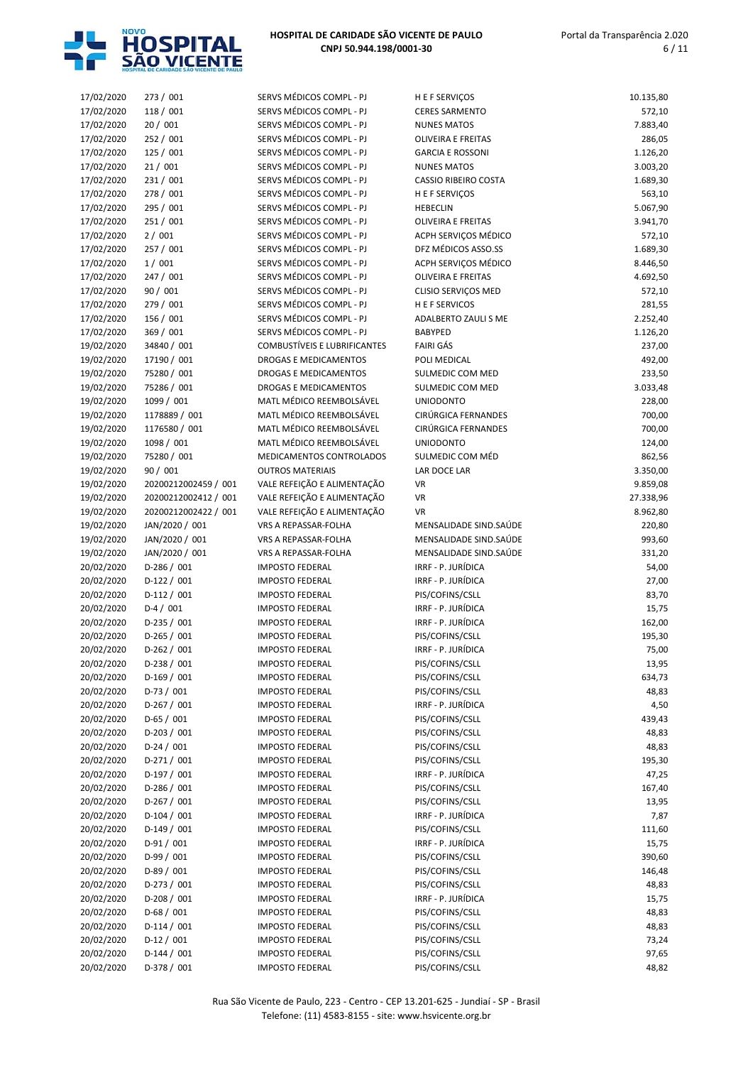| | | | | |
|---|---|---|---|---|
| 17/02/2020 | 273 / 001 | SERVS MÉDICOS COMPL - PJ | H E F SERVIÇOS | 10.135,80 |
| 17/02/2020 | 118 / 001 | SERVS MÉDICOS COMPL - PJ | CERES SARMENTO | 572,10 |
| 17/02/2020 | 20 / 001 | SERVS MÉDICOS COMPL - PJ | NUNES MATOS | 7.883,40 |
| 17/02/2020 | 252 / 001 | SERVS MÉDICOS COMPL - PJ | OLIVEIRA E FREITAS | 286,05 |
| 17/02/2020 | 125 / 001 | SERVS MÉDICOS COMPL - PJ | GARCIA E ROSSONI | 1.126,20 |
| 17/02/2020 | 21 / 001 | SERVS MÉDICOS COMPL - PJ | NUNES MATOS | 3.003,20 |
| 17/02/2020 | 231 / 001 | SERVS MÉDICOS COMPL - PJ | CASSIO RIBEIRO COSTA | 1.689,30 |
| 17/02/2020 | 278 / 001 | SERVS MÉDICOS COMPL - PJ | H E F SERVIÇOS | 563,10 |
| 17/02/2020 | 295 / 001 | SERVS MÉDICOS COMPL - PJ | HEBECLIN | 5.067,90 |
| 17/02/2020 | 251 / 001 | SERVS MÉDICOS COMPL - PJ | OLIVEIRA E FREITAS | 3.941,70 |
| 17/02/2020 | 2 / 001 | SERVS MÉDICOS COMPL - PJ | ACPH SERVIÇOS MÉDICO | 572,10 |
| 17/02/2020 | 257 / 001 | SERVS MÉDICOS COMPL - PJ | DFZ MÉDICOS ASSO.SS | 1.689,30 |
| 17/02/2020 | 1 / 001 | SERVS MÉDICOS COMPL - PJ | ACPH SERVIÇOS MÉDICO | 8.446,50 |
| 17/02/2020 | 247 / 001 | SERVS MÉDICOS COMPL - PJ | OLIVEIRA E FREITAS | 4.692,50 |
| 17/02/2020 | 90 / 001 | SERVS MÉDICOS COMPL - PJ | CLISIO SERVIÇOS MED | 572,10 |
| 17/02/2020 | 279 / 001 | SERVS MÉDICOS COMPL - PJ | H E F SERVICOS | 281,55 |
| 17/02/2020 | 156 / 001 | SERVS MÉDICOS COMPL - PJ | ADALBERTO ZAULI S ME | 2.252,40 |
| 17/02/2020 | 369 / 001 | SERVS MÉDICOS COMPL - PJ | BABYPED | 1.126,20 |
| 19/02/2020 | 34840 / 001 | COMBUSTÍVEIS E LUBRIFICANTES | FAIRI GÁS | 237,00 |
| 19/02/2020 | 17190 / 001 | DROGAS E MEDICAMENTOS | POLI MEDICAL | 492,00 |
| 19/02/2020 | 75280 / 001 | DROGAS E MEDICAMENTOS | SULMEDIC COM MED | 233,50 |
| 19/02/2020 | 75286 / 001 | DROGAS E MEDICAMENTOS | SULMEDIC COM MED | 3.033,48 |
| 19/02/2020 | 1099 / 001 | MATL MÉDICO REEMBOLSÁVEL | UNIODONTO | 228,00 |
| 19/02/2020 | 1178889 / 001 | MATL MÉDICO REEMBOLSÁVEL | CIRÚRGICA FERNANDES | 700,00 |
| 19/02/2020 | 1176580 / 001 | MATL MÉDICO REEMBOLSÁVEL | CIRÚRGICA FERNANDES | 700,00 |
| 19/02/2020 | 1098 / 001 | MATL MÉDICO REEMBOLSÁVEL | UNIODONTO | 124,00 |
| 19/02/2020 | 75280 / 001 | MEDICAMENTOS CONTROLADOS | SULMEDIC COM MÉD | 862,56 |
| 19/02/2020 | 90 / 001 | OUTROS MATERIAIS | LAR DOCE LAR | 3.350,00 |
| 19/02/2020 | 20200212002459 / 001 | VALE REFEIÇÃO E ALIMENTAÇÃO | VR | 9.859,08 |
| 19/02/2020 | 20200212002412 / 001 | VALE REFEIÇÃO E ALIMENTAÇÃO | VR | 27.338,96 |
| 19/02/2020 | 20200212002422 / 001 | VALE REFEIÇÃO E ALIMENTAÇÃO | VR | 8.962,80 |
| 19/02/2020 | JAN/2020 / 001 | VRS A REPASSAR-FOLHA | MENSALIDADE SIND.SAÚDE | 220,80 |
| 19/02/2020 | JAN/2020 / 001 | VRS A REPASSAR-FOLHA | MENSALIDADE SIND.SAÚDE | 993,60 |
| 19/02/2020 | JAN/2020 / 001 | VRS A REPASSAR-FOLHA | MENSALIDADE SIND.SAÚDE | 331,20 |
| 20/02/2020 | D-286 / 001 | IMPOSTO FEDERAL | IRRF - P. JURÍDICA | 54,00 |
| 20/02/2020 | D-122 / 001 | IMPOSTO FEDERAL | IRRF - P. JURÍDICA | 27,00 |
| 20/02/2020 | D-112 / 001 | IMPOSTO FEDERAL | PIS/COFINS/CSLL | 83,70 |
| 20/02/2020 | D-4 / 001 | IMPOSTO FEDERAL | IRRF - P. JURÍDICA | 15,75 |
| 20/02/2020 | D-235 / 001 | IMPOSTO FEDERAL | IRRF - P. JURÍDICA | 162,00 |
| 20/02/2020 | D-265 / 001 | IMPOSTO FEDERAL | PIS/COFINS/CSLL | 195,30 |
| 20/02/2020 | D-262 / 001 | IMPOSTO FEDERAL | IRRF - P. JURÍDICA | 75,00 |
| 20/02/2020 | D-238 / 001 | IMPOSTO FEDERAL | PIS/COFINS/CSLL | 13,95 |
| 20/02/2020 | D-169 / 001 | IMPOSTO FEDERAL | PIS/COFINS/CSLL | 634,73 |
| 20/02/2020 | D-73 / 001 | IMPOSTO FEDERAL | PIS/COFINS/CSLL | 48,83 |
| 20/02/2020 | D-267 / 001 | IMPOSTO FEDERAL | IRRF - P. JURÍDICA | 4,50 |
| 20/02/2020 | D-65 / 001 | IMPOSTO FEDERAL | PIS/COFINS/CSLL | 439,43 |
| 20/02/2020 | D-203 / 001 | IMPOSTO FEDERAL | PIS/COFINS/CSLL | 48,83 |
| 20/02/2020 | D-24 / 001 | IMPOSTO FEDERAL | PIS/COFINS/CSLL | 48,83 |
| 20/02/2020 | D-271 / 001 | IMPOSTO FEDERAL | PIS/COFINS/CSLL | 195,30 |
| 20/02/2020 | D-197 / 001 | IMPOSTO FEDERAL | IRRF - P. JURÍDICA | 47,25 |
| 20/02/2020 | D-286 / 001 | IMPOSTO FEDERAL | PIS/COFINS/CSLL | 167,40 |
| 20/02/2020 | D-267 / 001 | IMPOSTO FEDERAL | PIS/COFINS/CSLL | 13,95 |
| 20/02/2020 | D-104 / 001 | IMPOSTO FEDERAL | IRRF - P. JURÍDICA | 7,87 |
| 20/02/2020 | D-149 / 001 | IMPOSTO FEDERAL | PIS/COFINS/CSLL | 111,60 |
| 20/02/2020 | D-91 / 001 | IMPOSTO FEDERAL | IRRF - P. JURÍDICA | 15,75 |
| 20/02/2020 | D-99 / 001 | IMPOSTO FEDERAL | PIS/COFINS/CSLL | 390,60 |
| 20/02/2020 | D-89 / 001 | IMPOSTO FEDERAL | PIS/COFINS/CSLL | 146,48 |
| 20/02/2020 | D-273 / 001 | IMPOSTO FEDERAL | PIS/COFINS/CSLL | 48,83 |
| 20/02/2020 | D-208 / 001 | IMPOSTO FEDERAL | IRRF - P. JURÍDICA | 15,75 |
| 20/02/2020 | D-68 / 001 | IMPOSTO FEDERAL | PIS/COFINS/CSLL | 48,83 |
| 20/02/2020 | D-114 / 001 | IMPOSTO FEDERAL | PIS/COFINS/CSLL | 48,83 |
| 20/02/2020 | D-12 / 001 | IMPOSTO FEDERAL | PIS/COFINS/CSLL | 73,24 |
| 20/02/2020 | D-144 / 001 | IMPOSTO FEDERAL | PIS/COFINS/CSLL | 97,65 |
| 20/02/2020 | D-378 / 001 | IMPOSTO FEDERAL | PIS/COFINS/CSLL | 48,82 |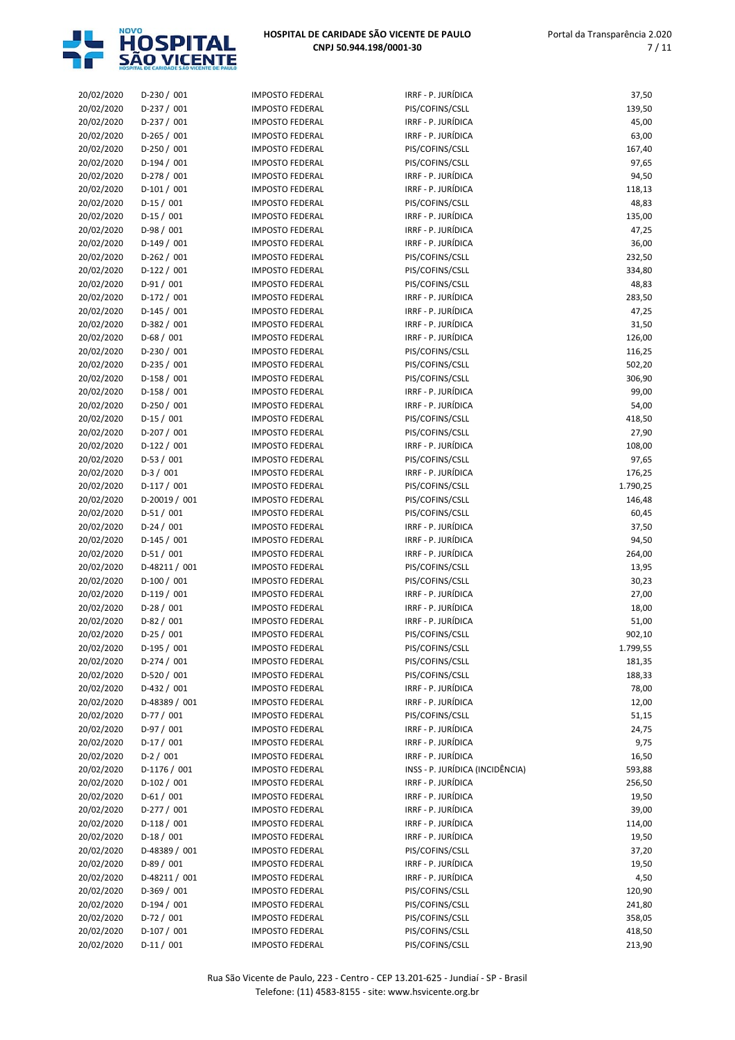| | | | | |
|---|---|---|---|---|
| 20/02/2020 | D-230 / 001 | IMPOSTO FEDERAL | IRRF - P. JURÍDICA | 37,50 |
| 20/02/2020 | D-237 / 001 | IMPOSTO FEDERAL | PIS/COFINS/CSLL | 139,50 |
| 20/02/2020 | D-237 / 001 | IMPOSTO FEDERAL | IRRF - P. JURÍDICA | 45,00 |
| 20/02/2020 | D-265 / 001 | IMPOSTO FEDERAL | IRRF - P. JURÍDICA | 63,00 |
| 20/02/2020 | D-250 / 001 | IMPOSTO FEDERAL | PIS/COFINS/CSLL | 167,40 |
| 20/02/2020 | D-194 / 001 | IMPOSTO FEDERAL | PIS/COFINS/CSLL | 97,65 |
| 20/02/2020 | D-278 / 001 | IMPOSTO FEDERAL | IRRF - P. JURÍDICA | 94,50 |
| 20/02/2020 | D-101 / 001 | IMPOSTO FEDERAL | IRRF - P. JURÍDICA | 118,13 |
| 20/02/2020 | D-15 / 001 | IMPOSTO FEDERAL | PIS/COFINS/CSLL | 48,83 |
| 20/02/2020 | D-15 / 001 | IMPOSTO FEDERAL | IRRF - P. JURÍDICA | 135,00 |
| 20/02/2020 | D-98 / 001 | IMPOSTO FEDERAL | IRRF - P. JURÍDICA | 47,25 |
| 20/02/2020 | D-149 / 001 | IMPOSTO FEDERAL | IRRF - P. JURÍDICA | 36,00 |
| 20/02/2020 | D-262 / 001 | IMPOSTO FEDERAL | PIS/COFINS/CSLL | 232,50 |
| 20/02/2020 | D-122 / 001 | IMPOSTO FEDERAL | PIS/COFINS/CSLL | 334,80 |
| 20/02/2020 | D-91 / 001 | IMPOSTO FEDERAL | PIS/COFINS/CSLL | 48,83 |
| 20/02/2020 | D-172 / 001 | IMPOSTO FEDERAL | IRRF - P. JURÍDICA | 283,50 |
| 20/02/2020 | D-145 / 001 | IMPOSTO FEDERAL | IRRF - P. JURÍDICA | 47,25 |
| 20/02/2020 | D-382 / 001 | IMPOSTO FEDERAL | IRRF - P. JURÍDICA | 31,50 |
| 20/02/2020 | D-68 / 001 | IMPOSTO FEDERAL | IRRF - P. JURÍDICA | 126,00 |
| 20/02/2020 | D-230 / 001 | IMPOSTO FEDERAL | PIS/COFINS/CSLL | 116,25 |
| 20/02/2020 | D-235 / 001 | IMPOSTO FEDERAL | PIS/COFINS/CSLL | 502,20 |
| 20/02/2020 | D-158 / 001 | IMPOSTO FEDERAL | PIS/COFINS/CSLL | 306,90 |
| 20/02/2020 | D-158 / 001 | IMPOSTO FEDERAL | IRRF - P. JURÍDICA | 99,00 |
| 20/02/2020 | D-250 / 001 | IMPOSTO FEDERAL | IRRF - P. JURÍDICA | 54,00 |
| 20/02/2020 | D-15 / 001 | IMPOSTO FEDERAL | PIS/COFINS/CSLL | 418,50 |
| 20/02/2020 | D-207 / 001 | IMPOSTO FEDERAL | PIS/COFINS/CSLL | 27,90 |
| 20/02/2020 | D-122 / 001 | IMPOSTO FEDERAL | IRRF - P. JURÍDICA | 108,00 |
| 20/02/2020 | D-53 / 001 | IMPOSTO FEDERAL | PIS/COFINS/CSLL | 97,65 |
| 20/02/2020 | D-3 / 001 | IMPOSTO FEDERAL | IRRF - P. JURÍDICA | 176,25 |
| 20/02/2020 | D-117 / 001 | IMPOSTO FEDERAL | PIS/COFINS/CSLL | 1.790,25 |
| 20/02/2020 | D-20019 / 001 | IMPOSTO FEDERAL | PIS/COFINS/CSLL | 146,48 |
| 20/02/2020 | D-51 / 001 | IMPOSTO FEDERAL | PIS/COFINS/CSLL | 60,45 |
| 20/02/2020 | D-24 / 001 | IMPOSTO FEDERAL | IRRF - P. JURÍDICA | 37,50 |
| 20/02/2020 | D-145 / 001 | IMPOSTO FEDERAL | IRRF - P. JURÍDICA | 94,50 |
| 20/02/2020 | D-51 / 001 | IMPOSTO FEDERAL | IRRF - P. JURÍDICA | 264,00 |
| 20/02/2020 | D-48211 / 001 | IMPOSTO FEDERAL | PIS/COFINS/CSLL | 13,95 |
| 20/02/2020 | D-100 / 001 | IMPOSTO FEDERAL | PIS/COFINS/CSLL | 30,23 |
| 20/02/2020 | D-119 / 001 | IMPOSTO FEDERAL | IRRF - P. JURÍDICA | 27,00 |
| 20/02/2020 | D-28 / 001 | IMPOSTO FEDERAL | IRRF - P. JURÍDICA | 18,00 |
| 20/02/2020 | D-82 / 001 | IMPOSTO FEDERAL | IRRF - P. JURÍDICA | 51,00 |
| 20/02/2020 | D-25 / 001 | IMPOSTO FEDERAL | PIS/COFINS/CSLL | 902,10 |
| 20/02/2020 | D-195 / 001 | IMPOSTO FEDERAL | PIS/COFINS/CSLL | 1.799,55 |
| 20/02/2020 | D-274 / 001 | IMPOSTO FEDERAL | PIS/COFINS/CSLL | 181,35 |
| 20/02/2020 | D-520 / 001 | IMPOSTO FEDERAL | PIS/COFINS/CSLL | 188,33 |
| 20/02/2020 | D-432 / 001 | IMPOSTO FEDERAL | IRRF - P. JURÍDICA | 78,00 |
| 20/02/2020 | D-48389 / 001 | IMPOSTO FEDERAL | IRRF - P. JURÍDICA | 12,00 |
| 20/02/2020 | D-77 / 001 | IMPOSTO FEDERAL | PIS/COFINS/CSLL | 51,15 |
| 20/02/2020 | D-97 / 001 | IMPOSTO FEDERAL | IRRF - P. JURÍDICA | 24,75 |
| 20/02/2020 | D-17 / 001 | IMPOSTO FEDERAL | IRRF - P. JURÍDICA | 9,75 |
| 20/02/2020 | D-2 / 001 | IMPOSTO FEDERAL | IRRF - P. JURÍDICA | 16,50 |
| 20/02/2020 | D-1176 / 001 | IMPOSTO FEDERAL | INSS - P. JURÍDICA (INCIDÊNCIA) | 593,88 |
| 20/02/2020 | D-102 / 001 | IMPOSTO FEDERAL | IRRF - P. JURÍDICA | 256,50 |
| 20/02/2020 | D-61 / 001 | IMPOSTO FEDERAL | IRRF - P. JURÍDICA | 19,50 |
| 20/02/2020 | D-277 / 001 | IMPOSTO FEDERAL | IRRF - P. JURÍDICA | 39,00 |
| 20/02/2020 | D-118 / 001 | IMPOSTO FEDERAL | IRRF - P. JURÍDICA | 114,00 |
| 20/02/2020 | D-18 / 001 | IMPOSTO FEDERAL | IRRF - P. JURÍDICA | 19,50 |
| 20/02/2020 | D-48389 / 001 | IMPOSTO FEDERAL | PIS/COFINS/CSLL | 37,20 |
| 20/02/2020 | D-89 / 001 | IMPOSTO FEDERAL | IRRF - P. JURÍDICA | 19,50 |
| 20/02/2020 | D-48211 / 001 | IMPOSTO FEDERAL | IRRF - P. JURÍDICA | 4,50 |
| 20/02/2020 | D-369 / 001 | IMPOSTO FEDERAL | PIS/COFINS/CSLL | 120,90 |
| 20/02/2020 | D-194 / 001 | IMPOSTO FEDERAL | PIS/COFINS/CSLL | 241,80 |
| 20/02/2020 | D-72 / 001 | IMPOSTO FEDERAL | PIS/COFINS/CSLL | 358,05 |
| 20/02/2020 | D-107 / 001 | IMPOSTO FEDERAL | PIS/COFINS/CSLL | 418,50 |
| 20/02/2020 | D-11 / 001 | IMPOSTO FEDERAL | PIS/COFINS/CSLL | 213,90 |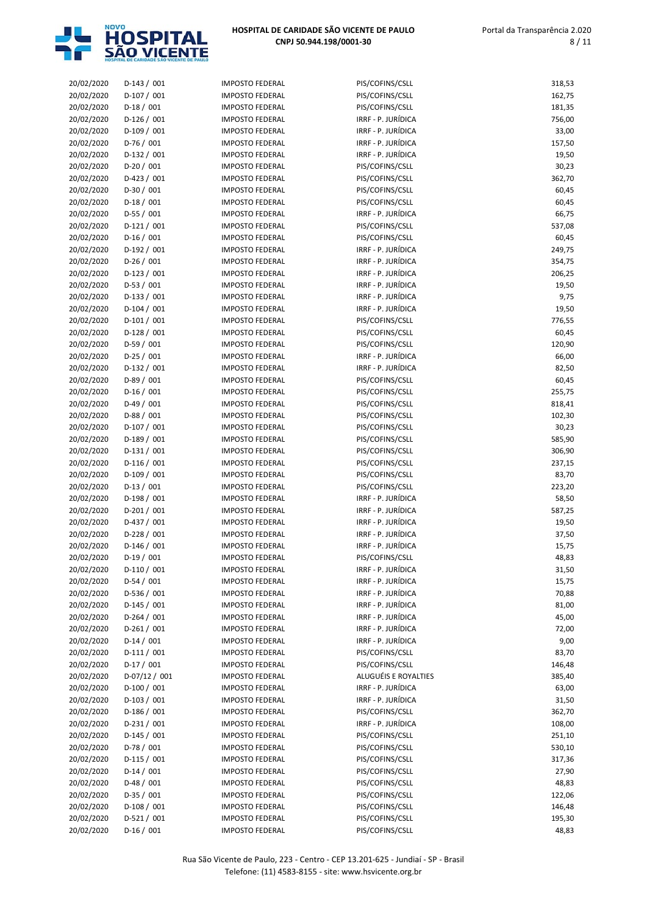| | | | | |
|---|---|---|---|---|
| 20/02/2020 | D-143 / 001 | IMPOSTO FEDERAL | PIS/COFINS/CSLL | 318,53 |
| 20/02/2020 | D-107 / 001 | IMPOSTO FEDERAL | PIS/COFINS/CSLL | 162,75 |
| 20/02/2020 | D-18 / 001 | IMPOSTO FEDERAL | PIS/COFINS/CSLL | 181,35 |
| 20/02/2020 | D-126 / 001 | IMPOSTO FEDERAL | IRRF - P. JURÍDICA | 756,00 |
| 20/02/2020 | D-109 / 001 | IMPOSTO FEDERAL | IRRF - P. JURÍDICA | 33,00 |
| 20/02/2020 | D-76 / 001 | IMPOSTO FEDERAL | IRRF - P. JURÍDICA | 157,50 |
| 20/02/2020 | D-132 / 001 | IMPOSTO FEDERAL | IRRF - P. JURÍDICA | 19,50 |
| 20/02/2020 | D-20 / 001 | IMPOSTO FEDERAL | PIS/COFINS/CSLL | 30,23 |
| 20/02/2020 | D-423 / 001 | IMPOSTO FEDERAL | PIS/COFINS/CSLL | 362,70 |
| 20/02/2020 | D-30 / 001 | IMPOSTO FEDERAL | PIS/COFINS/CSLL | 60,45 |
| 20/02/2020 | D-18 / 001 | IMPOSTO FEDERAL | PIS/COFINS/CSLL | 60,45 |
| 20/02/2020 | D-55 / 001 | IMPOSTO FEDERAL | IRRF - P. JURÍDICA | 66,75 |
| 20/02/2020 | D-121 / 001 | IMPOSTO FEDERAL | PIS/COFINS/CSLL | 537,08 |
| 20/02/2020 | D-16 / 001 | IMPOSTO FEDERAL | PIS/COFINS/CSLL | 60,45 |
| 20/02/2020 | D-192 / 001 | IMPOSTO FEDERAL | IRRF - P. JURÍDICA | 249,75 |
| 20/02/2020 | D-26 / 001 | IMPOSTO FEDERAL | IRRF - P. JURÍDICA | 354,75 |
| 20/02/2020 | D-123 / 001 | IMPOSTO FEDERAL | IRRF - P. JURÍDICA | 206,25 |
| 20/02/2020 | D-53 / 001 | IMPOSTO FEDERAL | IRRF - P. JURÍDICA | 19,50 |
| 20/02/2020 | D-133 / 001 | IMPOSTO FEDERAL | IRRF - P. JURÍDICA | 9,75 |
| 20/02/2020 | D-104 / 001 | IMPOSTO FEDERAL | IRRF - P. JURÍDICA | 19,50 |
| 20/02/2020 | D-101 / 001 | IMPOSTO FEDERAL | PIS/COFINS/CSLL | 776,55 |
| 20/02/2020 | D-128 / 001 | IMPOSTO FEDERAL | PIS/COFINS/CSLL | 60,45 |
| 20/02/2020 | D-59 / 001 | IMPOSTO FEDERAL | PIS/COFINS/CSLL | 120,90 |
| 20/02/2020 | D-25 / 001 | IMPOSTO FEDERAL | IRRF - P. JURÍDICA | 66,00 |
| 20/02/2020 | D-132 / 001 | IMPOSTO FEDERAL | IRRF - P. JURÍDICA | 82,50 |
| 20/02/2020 | D-89 / 001 | IMPOSTO FEDERAL | PIS/COFINS/CSLL | 60,45 |
| 20/02/2020 | D-16 / 001 | IMPOSTO FEDERAL | PIS/COFINS/CSLL | 255,75 |
| 20/02/2020 | D-49 / 001 | IMPOSTO FEDERAL | PIS/COFINS/CSLL | 818,41 |
| 20/02/2020 | D-88 / 001 | IMPOSTO FEDERAL | PIS/COFINS/CSLL | 102,30 |
| 20/02/2020 | D-107 / 001 | IMPOSTO FEDERAL | PIS/COFINS/CSLL | 30,23 |
| 20/02/2020 | D-189 / 001 | IMPOSTO FEDERAL | PIS/COFINS/CSLL | 585,90 |
| 20/02/2020 | D-131 / 001 | IMPOSTO FEDERAL | PIS/COFINS/CSLL | 306,90 |
| 20/02/2020 | D-116 / 001 | IMPOSTO FEDERAL | PIS/COFINS/CSLL | 237,15 |
| 20/02/2020 | D-109 / 001 | IMPOSTO FEDERAL | PIS/COFINS/CSLL | 83,70 |
| 20/02/2020 | D-13 / 001 | IMPOSTO FEDERAL | PIS/COFINS/CSLL | 223,20 |
| 20/02/2020 | D-198 / 001 | IMPOSTO FEDERAL | IRRF - P. JURÍDICA | 58,50 |
| 20/02/2020 | D-201 / 001 | IMPOSTO FEDERAL | IRRF - P. JURÍDICA | 587,25 |
| 20/02/2020 | D-437 / 001 | IMPOSTO FEDERAL | IRRF - P. JURÍDICA | 19,50 |
| 20/02/2020 | D-228 / 001 | IMPOSTO FEDERAL | IRRF - P. JURÍDICA | 37,50 |
| 20/02/2020 | D-146 / 001 | IMPOSTO FEDERAL | IRRF - P. JURÍDICA | 15,75 |
| 20/02/2020 | D-19 / 001 | IMPOSTO FEDERAL | PIS/COFINS/CSLL | 48,83 |
| 20/02/2020 | D-110 / 001 | IMPOSTO FEDERAL | IRRF - P. JURÍDICA | 31,50 |
| 20/02/2020 | D-54 / 001 | IMPOSTO FEDERAL | IRRF - P. JURÍDICA | 15,75 |
| 20/02/2020 | D-536 / 001 | IMPOSTO FEDERAL | IRRF - P. JURÍDICA | 70,88 |
| 20/02/2020 | D-145 / 001 | IMPOSTO FEDERAL | IRRF - P. JURÍDICA | 81,00 |
| 20/02/2020 | D-264 / 001 | IMPOSTO FEDERAL | IRRF - P. JURÍDICA | 45,00 |
| 20/02/2020 | D-261 / 001 | IMPOSTO FEDERAL | IRRF - P. JURÍDICA | 72,00 |
| 20/02/2020 | D-14 / 001 | IMPOSTO FEDERAL | IRRF - P. JURÍDICA | 9,00 |
| 20/02/2020 | D-111 / 001 | IMPOSTO FEDERAL | PIS/COFINS/CSLL | 83,70 |
| 20/02/2020 | D-17 / 001 | IMPOSTO FEDERAL | PIS/COFINS/CSLL | 146,48 |
| 20/02/2020 | D-07/12 / 001 | IMPOSTO FEDERAL | ALUGUÉIS E ROYALTIES | 385,40 |
| 20/02/2020 | D-100 / 001 | IMPOSTO FEDERAL | IRRF - P. JURÍDICA | 63,00 |
| 20/02/2020 | D-103 / 001 | IMPOSTO FEDERAL | IRRF - P. JURÍDICA | 31,50 |
| 20/02/2020 | D-186 / 001 | IMPOSTO FEDERAL | PIS/COFINS/CSLL | 362,70 |
| 20/02/2020 | D-231 / 001 | IMPOSTO FEDERAL | IRRF - P. JURÍDICA | 108,00 |
| 20/02/2020 | D-145 / 001 | IMPOSTO FEDERAL | PIS/COFINS/CSLL | 251,10 |
| 20/02/2020 | D-78 / 001 | IMPOSTO FEDERAL | PIS/COFINS/CSLL | 530,10 |
| 20/02/2020 | D-115 / 001 | IMPOSTO FEDERAL | PIS/COFINS/CSLL | 317,36 |
| 20/02/2020 | D-14 / 001 | IMPOSTO FEDERAL | PIS/COFINS/CSLL | 27,90 |
| 20/02/2020 | D-48 / 001 | IMPOSTO FEDERAL | PIS/COFINS/CSLL | 48,83 |
| 20/02/2020 | D-35 / 001 | IMPOSTO FEDERAL | PIS/COFINS/CSLL | 122,06 |
| 20/02/2020 | D-108 / 001 | IMPOSTO FEDERAL | PIS/COFINS/CSLL | 146,48 |
| 20/02/2020 | D-521 / 001 | IMPOSTO FEDERAL | PIS/COFINS/CSLL | 195,30 |
| 20/02/2020 | D-16 / 001 | IMPOSTO FEDERAL | PIS/COFINS/CSLL | 48,83 |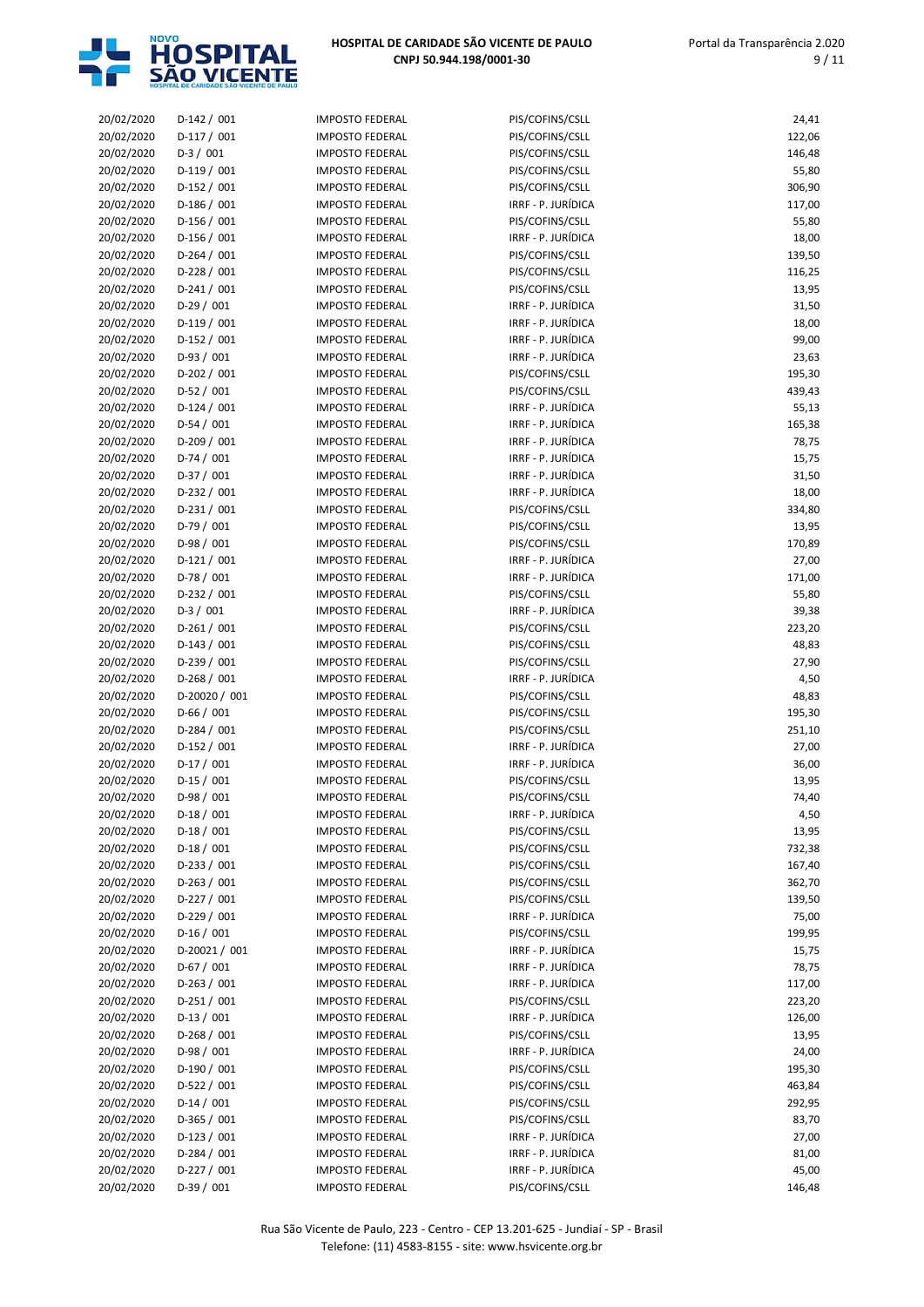| | | | | |
|---|---|---|---|---|
| 20/02/2020 | D-142 / 001 | IMPOSTO FEDERAL | PIS/COFINS/CSLL | 24,41 |
| 20/02/2020 | D-117 / 001 | IMPOSTO FEDERAL | PIS/COFINS/CSLL | 122,06 |
| 20/02/2020 | D-3 / 001 | IMPOSTO FEDERAL | PIS/COFINS/CSLL | 146,48 |
| 20/02/2020 | D-119 / 001 | IMPOSTO FEDERAL | PIS/COFINS/CSLL | 55,80 |
| 20/02/2020 | D-152 / 001 | IMPOSTO FEDERAL | PIS/COFINS/CSLL | 306,90 |
| 20/02/2020 | D-186 / 001 | IMPOSTO FEDERAL | IRRF - P. JURÍDICA | 117,00 |
| 20/02/2020 | D-156 / 001 | IMPOSTO FEDERAL | PIS/COFINS/CSLL | 55,80 |
| 20/02/2020 | D-156 / 001 | IMPOSTO FEDERAL | IRRF - P. JURÍDICA | 18,00 |
| 20/02/2020 | D-264 / 001 | IMPOSTO FEDERAL | PIS/COFINS/CSLL | 139,50 |
| 20/02/2020 | D-228 / 001 | IMPOSTO FEDERAL | PIS/COFINS/CSLL | 116,25 |
| 20/02/2020 | D-241 / 001 | IMPOSTO FEDERAL | PIS/COFINS/CSLL | 13,95 |
| 20/02/2020 | D-29 / 001 | IMPOSTO FEDERAL | IRRF - P. JURÍDICA | 31,50 |
| 20/02/2020 | D-119 / 001 | IMPOSTO FEDERAL | IRRF - P. JURÍDICA | 18,00 |
| 20/02/2020 | D-152 / 001 | IMPOSTO FEDERAL | IRRF - P. JURÍDICA | 99,00 |
| 20/02/2020 | D-93 / 001 | IMPOSTO FEDERAL | IRRF - P. JURÍDICA | 23,63 |
| 20/02/2020 | D-202 / 001 | IMPOSTO FEDERAL | PIS/COFINS/CSLL | 195,30 |
| 20/02/2020 | D-52 / 001 | IMPOSTO FEDERAL | PIS/COFINS/CSLL | 439,43 |
| 20/02/2020 | D-124 / 001 | IMPOSTO FEDERAL | IRRF - P. JURÍDICA | 55,13 |
| 20/02/2020 | D-54 / 001 | IMPOSTO FEDERAL | IRRF - P. JURÍDICA | 165,38 |
| 20/02/2020 | D-209 / 001 | IMPOSTO FEDERAL | IRRF - P. JURÍDICA | 78,75 |
| 20/02/2020 | D-74 / 001 | IMPOSTO FEDERAL | IRRF - P. JURÍDICA | 15,75 |
| 20/02/2020 | D-37 / 001 | IMPOSTO FEDERAL | IRRF - P. JURÍDICA | 31,50 |
| 20/02/2020 | D-232 / 001 | IMPOSTO FEDERAL | IRRF - P. JURÍDICA | 18,00 |
| 20/02/2020 | D-231 / 001 | IMPOSTO FEDERAL | PIS/COFINS/CSLL | 334,80 |
| 20/02/2020 | D-79 / 001 | IMPOSTO FEDERAL | PIS/COFINS/CSLL | 13,95 |
| 20/02/2020 | D-98 / 001 | IMPOSTO FEDERAL | PIS/COFINS/CSLL | 170,89 |
| 20/02/2020 | D-121 / 001 | IMPOSTO FEDERAL | IRRF - P. JURÍDICA | 27,00 |
| 20/02/2020 | D-78 / 001 | IMPOSTO FEDERAL | IRRF - P. JURÍDICA | 171,00 |
| 20/02/2020 | D-232 / 001 | IMPOSTO FEDERAL | PIS/COFINS/CSLL | 55,80 |
| 20/02/2020 | D-3 / 001 | IMPOSTO FEDERAL | IRRF - P. JURÍDICA | 39,38 |
| 20/02/2020 | D-261 / 001 | IMPOSTO FEDERAL | PIS/COFINS/CSLL | 223,20 |
| 20/02/2020 | D-143 / 001 | IMPOSTO FEDERAL | PIS/COFINS/CSLL | 48,83 |
| 20/02/2020 | D-239 / 001 | IMPOSTO FEDERAL | PIS/COFINS/CSLL | 27,90 |
| 20/02/2020 | D-268 / 001 | IMPOSTO FEDERAL | IRRF - P. JURÍDICA | 4,50 |
| 20/02/2020 | D-20020 / 001 | IMPOSTO FEDERAL | PIS/COFINS/CSLL | 48,83 |
| 20/02/2020 | D-66 / 001 | IMPOSTO FEDERAL | PIS/COFINS/CSLL | 195,30 |
| 20/02/2020 | D-284 / 001 | IMPOSTO FEDERAL | PIS/COFINS/CSLL | 251,10 |
| 20/02/2020 | D-152 / 001 | IMPOSTO FEDERAL | IRRF - P. JURÍDICA | 27,00 |
| 20/02/2020 | D-17 / 001 | IMPOSTO FEDERAL | IRRF - P. JURÍDICA | 36,00 |
| 20/02/2020 | D-15 / 001 | IMPOSTO FEDERAL | PIS/COFINS/CSLL | 13,95 |
| 20/02/2020 | D-98 / 001 | IMPOSTO FEDERAL | PIS/COFINS/CSLL | 74,40 |
| 20/02/2020 | D-18 / 001 | IMPOSTO FEDERAL | IRRF - P. JURÍDICA | 4,50 |
| 20/02/2020 | D-18 / 001 | IMPOSTO FEDERAL | PIS/COFINS/CSLL | 13,95 |
| 20/02/2020 | D-18 / 001 | IMPOSTO FEDERAL | PIS/COFINS/CSLL | 732,38 |
| 20/02/2020 | D-233 / 001 | IMPOSTO FEDERAL | PIS/COFINS/CSLL | 167,40 |
| 20/02/2020 | D-263 / 001 | IMPOSTO FEDERAL | PIS/COFINS/CSLL | 362,70 |
| 20/02/2020 | D-227 / 001 | IMPOSTO FEDERAL | PIS/COFINS/CSLL | 139,50 |
| 20/02/2020 | D-229 / 001 | IMPOSTO FEDERAL | IRRF - P. JURÍDICA | 75,00 |
| 20/02/2020 | D-16 / 001 | IMPOSTO FEDERAL | PIS/COFINS/CSLL | 199,95 |
| 20/02/2020 | D-20021 / 001 | IMPOSTO FEDERAL | IRRF - P. JURÍDICA | 15,75 |
| 20/02/2020 | D-67 / 001 | IMPOSTO FEDERAL | IRRF - P. JURÍDICA | 78,75 |
| 20/02/2020 | D-263 / 001 | IMPOSTO FEDERAL | IRRF - P. JURÍDICA | 117,00 |
| 20/02/2020 | D-251 / 001 | IMPOSTO FEDERAL | PIS/COFINS/CSLL | 223,20 |
| 20/02/2020 | D-13 / 001 | IMPOSTO FEDERAL | IRRF - P. JURÍDICA | 126,00 |
| 20/02/2020 | D-268 / 001 | IMPOSTO FEDERAL | PIS/COFINS/CSLL | 13,95 |
| 20/02/2020 | D-98 / 001 | IMPOSTO FEDERAL | IRRF - P. JURÍDICA | 24,00 |
| 20/02/2020 | D-190 / 001 | IMPOSTO FEDERAL | PIS/COFINS/CSLL | 195,30 |
| 20/02/2020 | D-522 / 001 | IMPOSTO FEDERAL | PIS/COFINS/CSLL | 463,84 |
| 20/02/2020 | D-14 / 001 | IMPOSTO FEDERAL | PIS/COFINS/CSLL | 292,95 |
| 20/02/2020 | D-365 / 001 | IMPOSTO FEDERAL | PIS/COFINS/CSLL | 83,70 |
| 20/02/2020 | D-123 / 001 | IMPOSTO FEDERAL | IRRF - P. JURÍDICA | 27,00 |
| 20/02/2020 | D-284 / 001 | IMPOSTO FEDERAL | IRRF - P. JURÍDICA | 81,00 |
| 20/02/2020 | D-227 / 001 | IMPOSTO FEDERAL | IRRF - P. JURÍDICA | 45,00 |
| 20/02/2020 | D-39 / 001 | IMPOSTO FEDERAL | PIS/COFINS/CSLL | 146,48 |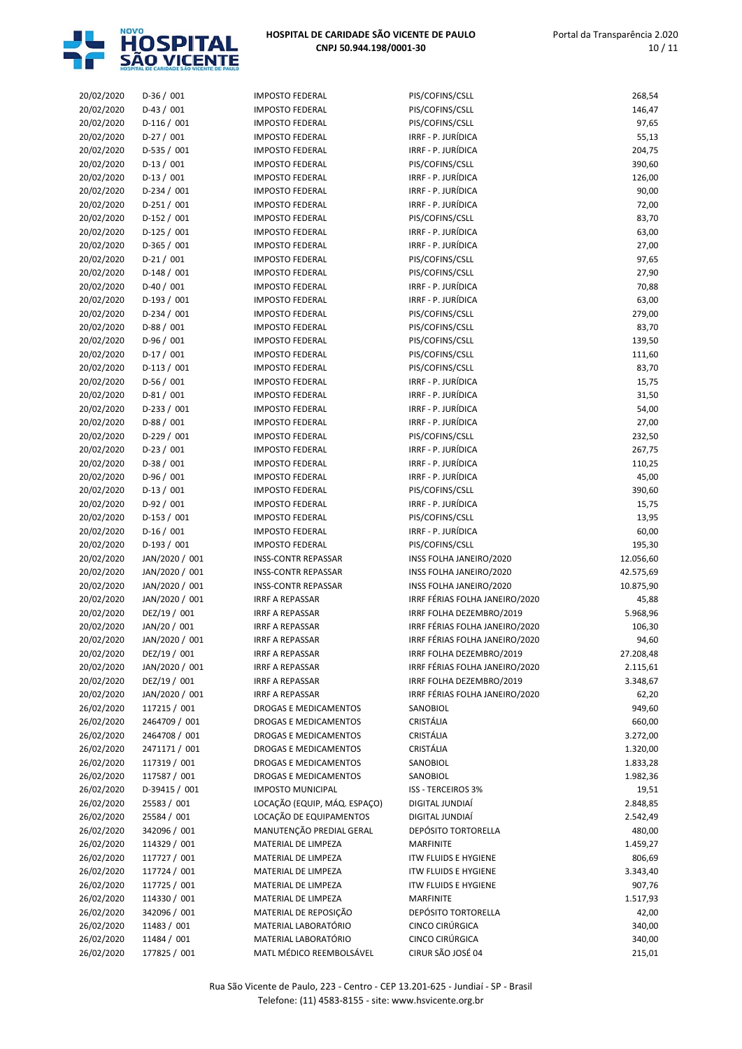| | | | | |
|---|---|---|---|---|
| 20/02/2020 | D-36 / 001 | IMPOSTO FEDERAL | PIS/COFINS/CSLL | 268,54 |
| 20/02/2020 | D-43 / 001 | IMPOSTO FEDERAL | PIS/COFINS/CSLL | 146,47 |
| 20/02/2020 | D-116 / 001 | IMPOSTO FEDERAL | PIS/COFINS/CSLL | 97,65 |
| 20/02/2020 | D-27 / 001 | IMPOSTO FEDERAL | IRRF - P. JURÍDICA | 55,13 |
| 20/02/2020 | D-535 / 001 | IMPOSTO FEDERAL | IRRF - P. JURÍDICA | 204,75 |
| 20/02/2020 | D-13 / 001 | IMPOSTO FEDERAL | PIS/COFINS/CSLL | 390,60 |
| 20/02/2020 | D-13 / 001 | IMPOSTO FEDERAL | IRRF - P. JURÍDICA | 126,00 |
| 20/02/2020 | D-234 / 001 | IMPOSTO FEDERAL | IRRF - P. JURÍDICA | 90,00 |
| 20/02/2020 | D-251 / 001 | IMPOSTO FEDERAL | IRRF - P. JURÍDICA | 72,00 |
| 20/02/2020 | D-152 / 001 | IMPOSTO FEDERAL | PIS/COFINS/CSLL | 83,70 |
| 20/02/2020 | D-125 / 001 | IMPOSTO FEDERAL | IRRF - P. JURÍDICA | 63,00 |
| 20/02/2020 | D-365 / 001 | IMPOSTO FEDERAL | IRRF - P. JURÍDICA | 27,00 |
| 20/02/2020 | D-21 / 001 | IMPOSTO FEDERAL | PIS/COFINS/CSLL | 97,65 |
| 20/02/2020 | D-148 / 001 | IMPOSTO FEDERAL | PIS/COFINS/CSLL | 27,90 |
| 20/02/2020 | D-40 / 001 | IMPOSTO FEDERAL | IRRF - P. JURÍDICA | 70,88 |
| 20/02/2020 | D-193 / 001 | IMPOSTO FEDERAL | IRRF - P. JURÍDICA | 63,00 |
| 20/02/2020 | D-234 / 001 | IMPOSTO FEDERAL | PIS/COFINS/CSLL | 279,00 |
| 20/02/2020 | D-88 / 001 | IMPOSTO FEDERAL | PIS/COFINS/CSLL | 83,70 |
| 20/02/2020 | D-96 / 001 | IMPOSTO FEDERAL | PIS/COFINS/CSLL | 139,50 |
| 20/02/2020 | D-17 / 001 | IMPOSTO FEDERAL | PIS/COFINS/CSLL | 111,60 |
| 20/02/2020 | D-113 / 001 | IMPOSTO FEDERAL | PIS/COFINS/CSLL | 83,70 |
| 20/02/2020 | D-56 / 001 | IMPOSTO FEDERAL | IRRF - P. JURÍDICA | 15,75 |
| 20/02/2020 | D-81 / 001 | IMPOSTO FEDERAL | IRRF - P. JURÍDICA | 31,50 |
| 20/02/2020 | D-233 / 001 | IMPOSTO FEDERAL | IRRF - P. JURÍDICA | 54,00 |
| 20/02/2020 | D-88 / 001 | IMPOSTO FEDERAL | IRRF - P. JURÍDICA | 27,00 |
| 20/02/2020 | D-229 / 001 | IMPOSTO FEDERAL | PIS/COFINS/CSLL | 232,50 |
| 20/02/2020 | D-23 / 001 | IMPOSTO FEDERAL | IRRF - P. JURÍDICA | 267,75 |
| 20/02/2020 | D-38 / 001 | IMPOSTO FEDERAL | IRRF - P. JURÍDICA | 110,25 |
| 20/02/2020 | D-96 / 001 | IMPOSTO FEDERAL | IRRF - P. JURÍDICA | 45,00 |
| 20/02/2020 | D-13 / 001 | IMPOSTO FEDERAL | PIS/COFINS/CSLL | 390,60 |
| 20/02/2020 | D-92 / 001 | IMPOSTO FEDERAL | IRRF - P. JURÍDICA | 15,75 |
| 20/02/2020 | D-153 / 001 | IMPOSTO FEDERAL | PIS/COFINS/CSLL | 13,95 |
| 20/02/2020 | D-16 / 001 | IMPOSTO FEDERAL | IRRF - P. JURÍDICA | 60,00 |
| 20/02/2020 | D-193 / 001 | IMPOSTO FEDERAL | PIS/COFINS/CSLL | 195,30 |
| 20/02/2020 | JAN/2020 / 001 | INSS-CONTR REPASSAR | INSS FOLHA JANEIRO/2020 | 12.056,60 |
| 20/02/2020 | JAN/2020 / 001 | INSS-CONTR REPASSAR | INSS FOLHA JANEIRO/2020 | 42.575,69 |
| 20/02/2020 | JAN/2020 / 001 | INSS-CONTR REPASSAR | INSS FOLHA JANEIRO/2020 | 10.875,90 |
| 20/02/2020 | JAN/2020 / 001 | IRRF A REPASSAR | IRRF FÉRIAS FOLHA JANEIRO/2020 | 45,88 |
| 20/02/2020 | DEZ/19 / 001 | IRRF A REPASSAR | IRRF FOLHA DEZEMBRO/2019 | 5.968,96 |
| 20/02/2020 | JAN/20 / 001 | IRRF A REPASSAR | IRRF FÉRIAS FOLHA JANEIRO/2020 | 106,30 |
| 20/02/2020 | JAN/2020 / 001 | IRRF A REPASSAR | IRRF FÉRIAS FOLHA JANEIRO/2020 | 94,60 |
| 20/02/2020 | DEZ/19 / 001 | IRRF A REPASSAR | IRRF FOLHA DEZEMBRO/2019 | 27.208,48 |
| 20/02/2020 | JAN/2020 / 001 | IRRF A REPASSAR | IRRF FÉRIAS FOLHA JANEIRO/2020 | 2.115,61 |
| 20/02/2020 | DEZ/19 / 001 | IRRF A REPASSAR | IRRF FOLHA DEZEMBRO/2019 | 3.348,67 |
| 20/02/2020 | JAN/2020 / 001 | IRRF A REPASSAR | IRRF FÉRIAS FOLHA JANEIRO/2020 | 62,20 |
| 26/02/2020 | 117215 / 001 | DROGAS E MEDICAMENTOS | SANOBIOL | 949,60 |
| 26/02/2020 | 2464709 / 001 | DROGAS E MEDICAMENTOS | CRISTÁLIA | 660,00 |
| 26/02/2020 | 2464708 / 001 | DROGAS E MEDICAMENTOS | CRISTÁLIA | 3.272,00 |
| 26/02/2020 | 2471171 / 001 | DROGAS E MEDICAMENTOS | CRISTÁLIA | 1.320,00 |
| 26/02/2020 | 117319 / 001 | DROGAS E MEDICAMENTOS | SANOBIOL | 1.833,28 |
| 26/02/2020 | 117587 / 001 | DROGAS E MEDICAMENTOS | SANOBIOL | 1.982,36 |
| 26/02/2020 | D-39415 / 001 | IMPOSTO MUNICIPAL | ISS - TERCEIROS 3% | 19,51 |
| 26/02/2020 | 25583 / 001 | LOCAÇÃO (EQUIP, MÁQ. ESPAÇO) | DIGITAL JUNDIAÍ | 2.848,85 |
| 26/02/2020 | 25584 / 001 | LOCAÇÃO DE EQUIPAMENTOS | DIGITAL JUNDIAÍ | 2.542,49 |
| 26/02/2020 | 342096 / 001 | MANUTENÇÃO PREDIAL GERAL | DEPÓSITO TORTORELLA | 480,00 |
| 26/02/2020 | 114329 / 001 | MATERIAL DE LIMPEZA | MARFINITE | 1.459,27 |
| 26/02/2020 | 117727 / 001 | MATERIAL DE LIMPEZA | ITW FLUIDS E HYGIENE | 806,69 |
| 26/02/2020 | 117724 / 001 | MATERIAL DE LIMPEZA | ITW FLUIDS E HYGIENE | 3.343,40 |
| 26/02/2020 | 117725 / 001 | MATERIAL DE LIMPEZA | ITW FLUIDS E HYGIENE | 907,76 |
| 26/02/2020 | 114330 / 001 | MATERIAL DE LIMPEZA | MARFINITE | 1.517,93 |
| 26/02/2020 | 342096 / 001 | MATERIAL DE REPOSIÇÃO | DEPÓSITO TORTORELLA | 42,00 |
| 26/02/2020 | 11483 / 001 | MATERIAL LABORATÓRIO | CINCO CIRÚRGICA | 340,00 |
| 26/02/2020 | 11484 / 001 | MATERIAL LABORATÓRIO | CINCO CIRÚRGICA | 340,00 |
| 26/02/2020 | 177825 / 001 | MATL MÉDICO REEMBOLSÁVEL | CIRUR SÃO JOSÉ 04 | 215,01 |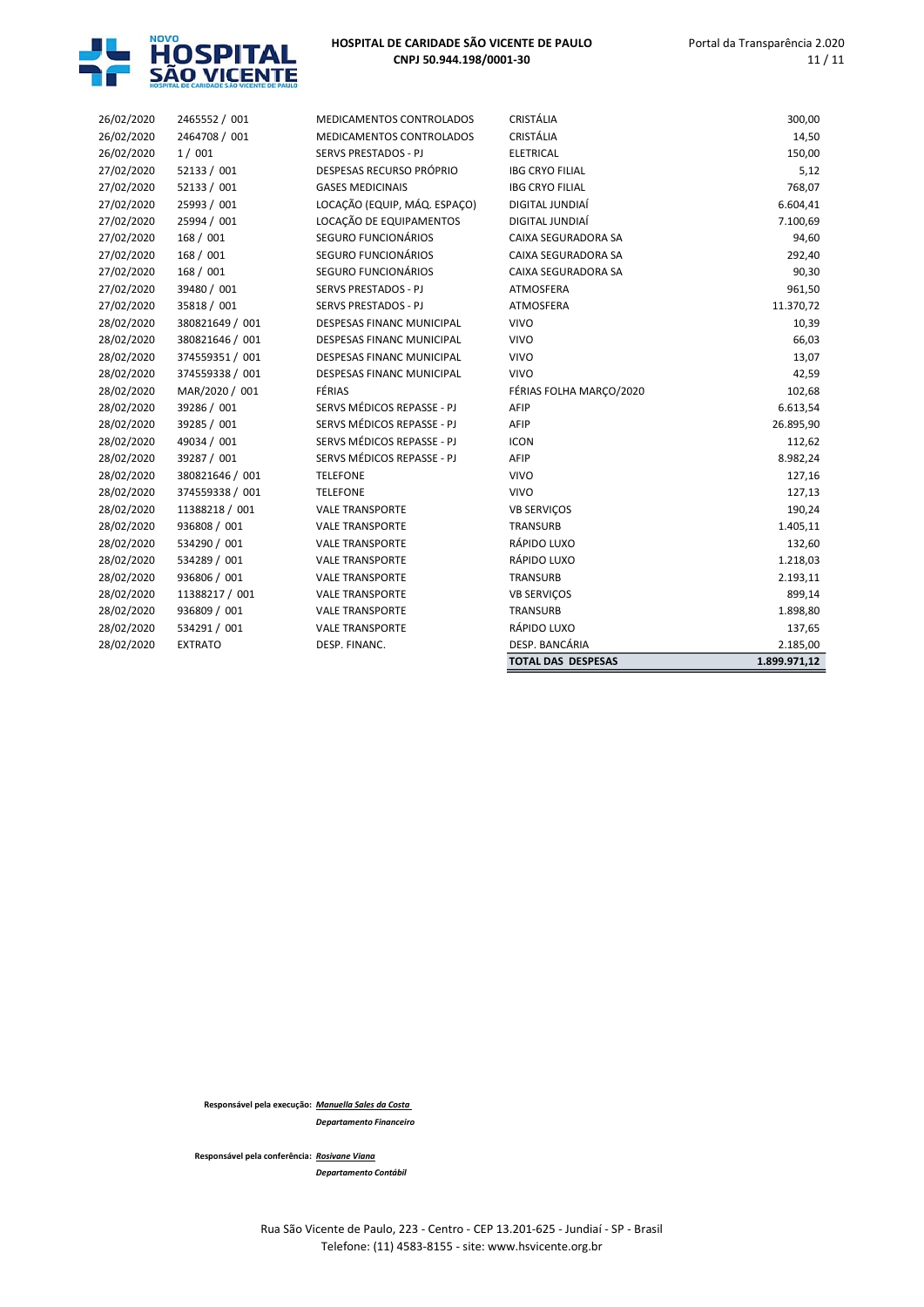| | | | | |
|---|---|---|---|---|
| 26/02/2020 | 2465552 / 001 | MEDICAMENTOS CONTROLADOS | CRISTÁLIA | 300,00 |
| 26/02/2020 | 2464708 / 001 | MEDICAMENTOS CONTROLADOS | CRISTÁLIA | 14,50 |
| 26/02/2020 | 1 / 001 | SERVS PRESTADOS - PJ | ELETRICAL | 150,00 |
| 27/02/2020 | 52133 / 001 | DESPESAS RECURSO PRÓPRIO | IBG CRYO FILIAL | 5,12 |
| 27/02/2020 | 52133 / 001 | GASES MEDICINAIS | IBG CRYO FILIAL | 768,07 |
| 27/02/2020 | 25993 / 001 | LOCAÇÃO (EQUIP, MÁQ. ESPAÇO) | DIGITAL JUNDIAÍ | 6.604,41 |
| 27/02/2020 | 25994 / 001 | LOCAÇÃO DE EQUIPAMENTOS | DIGITAL JUNDIAÍ | 7.100,69 |
| 27/02/2020 | 168 / 001 | SEGURO FUNCIONÁRIOS | CAIXA SEGURADORA SA | 94,60 |
| 27/02/2020 | 168 / 001 | SEGURO FUNCIONÁRIOS | CAIXA SEGURADORA SA | 292,40 |
| 27/02/2020 | 168 / 001 | SEGURO FUNCIONÁRIOS | CAIXA SEGURADORA SA | 90,30 |
| 27/02/2020 | 39480 / 001 | SERVS PRESTADOS - PJ | ATMOSFERA | 961,50 |
| 27/02/2020 | 35818 / 001 | SERVS PRESTADOS - PJ | ATMOSFERA | 11.370,72 |
| 28/02/2020 | 380821649 / 001 | DESPESAS FINANC MUNICIPAL | VIVO | 10,39 |
| 28/02/2020 | 380821646 / 001 | DESPESAS FINANC MUNICIPAL | VIVO | 66,03 |
| 28/02/2020 | 374559351 / 001 | DESPESAS FINANC MUNICIPAL | VIVO | 13,07 |
| 28/02/2020 | 374559338 / 001 | DESPESAS FINANC MUNICIPAL | VIVO | 42,59 |
| 28/02/2020 | MAR/2020 / 001 | FÉRIAS | FÉRIAS FOLHA MARÇO/2020 | 102,68 |
| 28/02/2020 | 39286 / 001 | SERVS MÉDICOS REPASSE - PJ | AFIP | 6.613,54 |
| 28/02/2020 | 39285 / 001 | SERVS MÉDICOS REPASSE - PJ | AFIP | 26.895,90 |
| 28/02/2020 | 49034 / 001 | SERVS MÉDICOS REPASSE - PJ | ICON | 112,62 |
| 28/02/2020 | 39287 / 001 | SERVS MÉDICOS REPASSE - PJ | AFIP | 8.982,24 |
| 28/02/2020 | 380821646 / 001 | TELEFONE | VIVO | 127,16 |
| 28/02/2020 | 374559338 / 001 | TELEFONE | VIVO | 127,13 |
| 28/02/2020 | 11388218 / 001 | VALE TRANSPORTE | VB SERVIÇOS | 190,24 |
| 28/02/2020 | 936808 / 001 | VALE TRANSPORTE | TRANSURB | 1.405,11 |
| 28/02/2020 | 534290 / 001 | VALE TRANSPORTE | RÁPIDO LUXO | 132,60 |
| 28/02/2020 | 534289 / 001 | VALE TRANSPORTE | RÁPIDO LUXO | 1.218,03 |
| 28/02/2020 | 936806 / 001 | VALE TRANSPORTE | TRANSURB | 2.193,11 |
| 28/02/2020 | 11388217 / 001 | VALE TRANSPORTE | VB SERVIÇOS | 899,14 |
| 28/02/2020 | 936809 / 001 | VALE TRANSPORTE | TRANSURB | 1.898,80 |
| 28/02/2020 | 534291 / 001 | VALE TRANSPORTE | RÁPIDO LUXO | 137,65 |
| 28/02/2020 | EXTRATO | DESP. FINANC. | DESP. BANCÁRIA | 2.185,00 |
| | | | **TOTAL DAS DESPESAS** | **1.899.971,12** |

**Responsável pela execução:** ***Manuella Sales da Costa***
***Departamento Financeiro***

**Responsável pela conferência:** ***Rosivane Viana***
***Departamento Contábil***

Rua São Vicente de Paulo, 223 - Centro - CEP 13.201-625 - Jundiaí - SP - Brasil
Telefone: (11) 4583-8155 - site: www.hsvicente.org.br